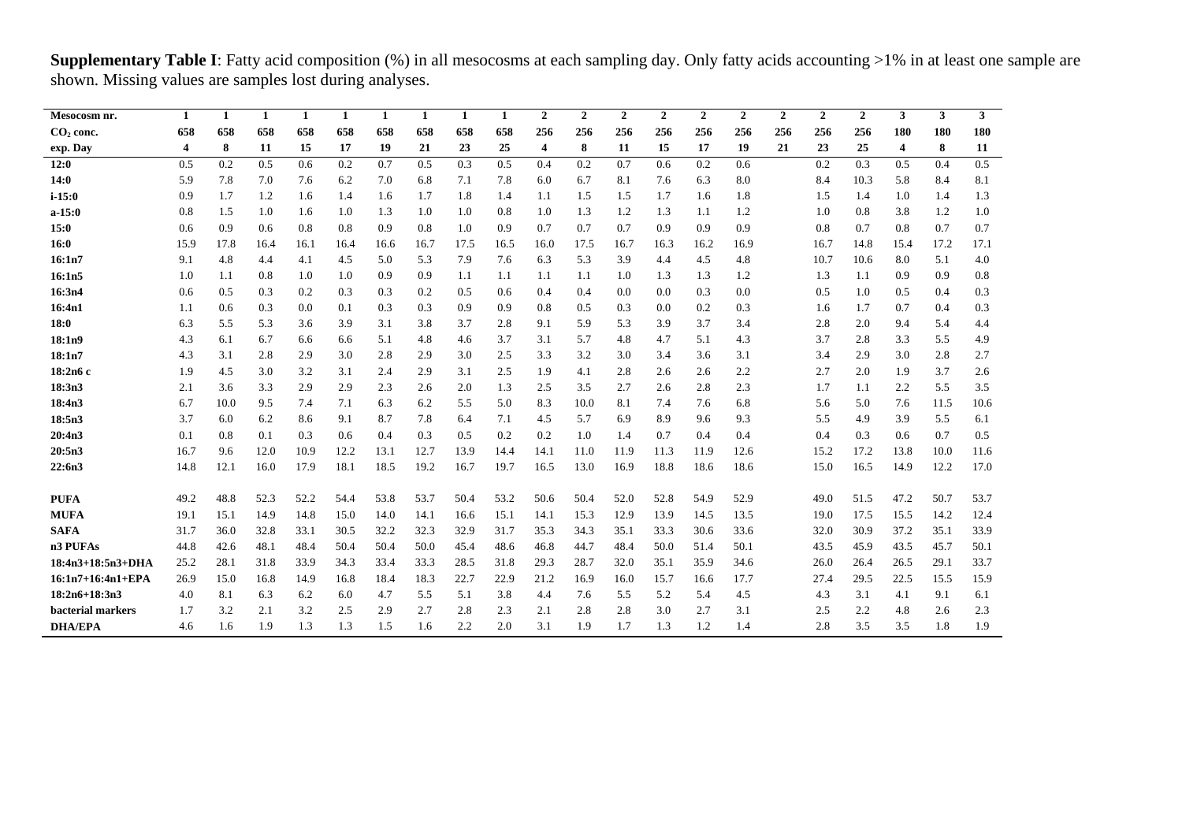**Supplementary Table I**: Fatty acid composition (%) in all mesocosms at each sampling day. Only fatty acids accounting >1% in at least one sample are shown. Missing values are samples lost during analyses.

| Mesocosm nr. | 1 | 1 | 1 | 1 | 1 | 1 | 1 | 1 | 1 | 2 | 2 | 2 | 2 | 2 | 2 | 2 | 2 | 2 | 3 | 3 | 3 |
|---|---|---|---|---|---|---|---|---|---|---|---|---|---|---|---|---|---|---|---|---|---|
| $CO_2$ conc. | 658 | 658 | 658 | 658 | 658 | 658 | 658 | 658 | 658 | 256 | 256 | 256 | 256 | 256 | 256 | 256 | 256 | 256 | 180 | 180 | 180 |
| exp. Day | 4 | 8 | 11 | 15 | 17 | 19 | 21 | 23 | 25 | 4 | 8 | 11 | 15 | 17 | 19 | 21 | 23 | 25 | 4 | 8 | 11 |
| **12:0** | 0.5 | 0.2 | 0.5 | 0.6 | 0.2 | 0.7 | 0.5 | 0.3 | 0.5 | 0.4 | 0.2 | 0.7 | 0.6 | 0.2 | 0.6 | | 0.2 | 0.3 | 0.5 | 0.4 | 0.5 |
| **14:0** | 5.9 | 7.8 | 7.0 | 7.6 | 6.2 | 7.0 | 6.8 | 7.1 | 7.8 | 6.0 | 6.7 | 8.1 | 7.6 | 6.3 | 8.0 | | 8.4 | 10.3 | 5.8 | 8.4 | 8.1 |
| **i-15:0** | 0.9 | 1.7 | 1.2 | 1.6 | 1.4 | 1.6 | 1.7 | 1.8 | 1.4 | 1.1 | 1.5 | 1.5 | 1.7 | 1.6 | 1.8 | | 1.5 | 1.4 | 1.0 | 1.4 | 1.3 |
| **a-15:0** | 0.8 | 1.5 | 1.0 | 1.6 | 1.0 | 1.3 | 1.0 | 1.0 | 0.8 | 1.0 | 1.3 | 1.2 | 1.3 | 1.1 | 1.2 | | 1.0 | 0.8 | 3.8 | 1.2 | 1.0 |
| **15:0** | 0.6 | 0.9 | 0.6 | 0.8 | 0.8 | 0.9 | 0.8 | 1.0 | 0.9 | 0.7 | 0.7 | 0.7 | 0.9 | 0.9 | 0.9 | | 0.8 | 0.7 | 0.8 | 0.7 | 0.7 |
| **16:0** | 15.9 | 17.8 | 16.4 | 16.1 | 16.4 | 16.6 | 16.7 | 17.5 | 16.5 | 16.0 | 17.5 | 16.7 | 16.3 | 16.2 | 16.9 | | 16.7 | 14.8 | 15.4 | 17.2 | 17.1 |
| **16:1n7** | 9.1 | 4.8 | 4.4 | 4.1 | 4.5 | 5.0 | 5.3 | 7.9 | 7.6 | 6.3 | 5.3 | 3.9 | 4.4 | 4.5 | 4.8 | | 10.7 | 10.6 | 8.0 | 5.1 | 4.0 |
| **16:1n5** | 1.0 | 1.1 | 0.8 | 1.0 | 1.0 | 0.9 | 0.9 | 1.1 | 1.1 | 1.1 | 1.1 | 1.0 | 1.3 | 1.3 | 1.2 | | 1.3 | 1.1 | 0.9 | 0.9 | 0.8 |
| **16:3n4** | 0.6 | 0.5 | 0.3 | 0.2 | 0.3 | 0.3 | 0.2 | 0.5 | 0.6 | 0.4 | 0.4 | 0.0 | 0.0 | 0.3 | 0.0 | | 0.5 | 1.0 | 0.5 | 0.4 | 0.3 |
| **16:4n1** | 1.1 | 0.6 | 0.3 | 0.0 | 0.1 | 0.3 | 0.3 | 0.9 | 0.9 | 0.8 | 0.5 | 0.3 | 0.0 | 0.2 | 0.3 | | 1.6 | 1.7 | 0.7 | 0.4 | 0.3 |
| **18:0** | 6.3 | 5.5 | 5.3 | 3.6 | 3.9 | 3.1 | 3.8 | 3.7 | 2.8 | 9.1 | 5.9 | 5.3 | 3.9 | 3.7 | 3.4 | | 2.8 | 2.0 | 9.4 | 5.4 | 4.4 |
| **18:1n9** | 4.3 | 6.1 | 6.7 | 6.6 | 6.6 | 5.1 | 4.8 | 4.6 | 3.7 | 3.1 | 5.7 | 4.8 | 4.7 | 5.1 | 4.3 | | 3.7 | 2.8 | 3.3 | 5.5 | 4.9 |
| **18:1n7** | 4.3 | 3.1 | 2.8 | 2.9 | 3.0 | 2.8 | 2.9 | 3.0 | 2.5 | 3.3 | 3.2 | 3.0 | 3.4 | 3.6 | 3.1 | | 3.4 | 2.9 | 3.0 | 2.8 | 2.7 |
| **18:2n6 c** | 1.9 | 4.5 | 3.0 | 3.2 | 3.1 | 2.4 | 2.9 | 3.1 | 2.5 | 1.9 | 4.1 | 2.8 | 2.6 | 2.6 | 2.2 | | 2.7 | 2.0 | 1.9 | 3.7 | 2.6 |
| **18:3n3** | 2.1 | 3.6 | 3.3 | 2.9 | 2.9 | 2.3 | 2.6 | 2.0 | 1.3 | 2.5 | 3.5 | 2.7 | 2.6 | 2.8 | 2.3 | | 1.7 | 1.1 | 2.2 | 5.5 | 3.5 |
| **18:4n3** | 6.7 | 10.0 | 9.5 | 7.4 | 7.1 | 6.3 | 6.2 | 5.5 | 5.0 | 8.3 | 10.0 | 8.1 | 7.4 | 7.6 | 6.8 | | 5.6 | 5.0 | 7.6 | 11.5 | 10.6 |
| **18:5n3** | 3.7 | 6.0 | 6.2 | 8.6 | 9.1 | 8.7 | 7.8 | 6.4 | 7.1 | 4.5 | 5.7 | 6.9 | 8.9 | 9.6 | 9.3 | | 5.5 | 4.9 | 3.9 | 5.5 | 6.1 |
| **20:4n3** | 0.1 | 0.8 | 0.1 | 0.3 | 0.6 | 0.4 | 0.3 | 0.5 | 0.2 | 0.2 | 1.0 | 1.4 | 0.7 | 0.4 | 0.4 | | 0.4 | 0.3 | 0.6 | 0.7 | 0.5 |
| **20:5n3** | 16.7 | 9.6 | 12.0 | 10.9 | 12.2 | 13.1 | 12.7 | 13.9 | 14.4 | 14.1 | 11.0 | 11.9 | 11.3 | 11.9 | 12.6 | | 15.2 | 17.2 | 13.8 | 10.0 | 11.6 |
| **22:6n3** | 14.8 | 12.1 | 16.0 | 17.9 | 18.1 | 18.5 | 19.2 | 16.7 | 19.7 | 16.5 | 13.0 | 16.9 | 18.8 | 18.6 | 18.6 | | 15.0 | 16.5 | 14.9 | 12.2 | 17.0 |
| | | | | | | | | | | | | | | | | | | | | | |
| **PUFA** | 49.2 | 48.8 | 52.3 | 52.2 | 54.4 | 53.8 | 53.7 | 50.4 | 53.2 | 50.6 | 50.4 | 52.0 | 52.8 | 54.9 | 52.9 | | 49.0 | 51.5 | 47.2 | 50.7 | 53.7 |
| **MUFA** | 19.1 | 15.1 | 14.9 | 14.8 | 15.0 | 14.0 | 14.1 | 16.6 | 15.1 | 14.1 | 15.3 | 12.9 | 13.9 | 14.5 | 13.5 | | 19.0 | 17.5 | 15.5 | 14.2 | 12.4 |
| **SAFA** | 31.7 | 36.0 | 32.8 | 33.1 | 30.5 | 32.2 | 32.3 | 32.9 | 31.7 | 35.3 | 34.3 | 35.1 | 33.3 | 30.6 | 33.6 | | 32.0 | 30.9 | 37.2 | 35.1 | 33.9 |
| **n3 PUFAs** | 44.8 | 42.6 | 48.1 | 48.4 | 50.4 | 50.4 | 50.0 | 45.4 | 48.6 | 46.8 | 44.7 | 48.4 | 50.0 | 51.4 | 50.1 | | 43.5 | 45.9 | 43.5 | 45.7 | 50.1 |
| **18:4n3+18:5n3+DHA** | 25.2 | 28.1 | 31.8 | 33.9 | 34.3 | 33.4 | 33.3 | 28.5 | 31.8 | 29.3 | 28.7 | 32.0 | 35.1 | 35.9 | 34.6 | | 26.0 | 26.4 | 26.5 | 29.1 | 33.7 |
| **16:1n7+16:4n1+EPA** | 26.9 | 15.0 | 16.8 | 14.9 | 16.8 | 18.4 | 18.3 | 22.7 | 22.9 | 21.2 | 16.9 | 16.0 | 15.7 | 16.6 | 17.7 | | 27.4 | 29.5 | 22.5 | 15.5 | 15.9 |
| **18:2n6+18:3n3** | 4.0 | 8.1 | 6.3 | 6.2 | 6.0 | 4.7 | 5.5 | 5.1 | 3.8 | 4.4 | 7.6 | 5.5 | 5.2 | 5.4 | 4.5 | | 4.3 | 3.1 | 4.1 | 9.1 | 6.1 |
| **bacterial markers** | 1.7 | 3.2 | 2.1 | 3.2 | 2.5 | 2.9 | 2.7 | 2.8 | 2.3 | 2.1 | 2.8 | 2.8 | 3.0 | 2.7 | 3.1 | | 2.5 | 2.2 | 4.8 | 2.6 | 2.3 |
| **DHA/EPA** | 4.6 | 1.6 | 1.9 | 1.3 | 1.3 | 1.5 | 1.6 | 2.2 | 2.0 | 3.1 | 1.9 | 1.7 | 1.3 | 1.2 | 1.4 | | 2.8 | 3.5 | 3.5 | 1.8 | 1.9 |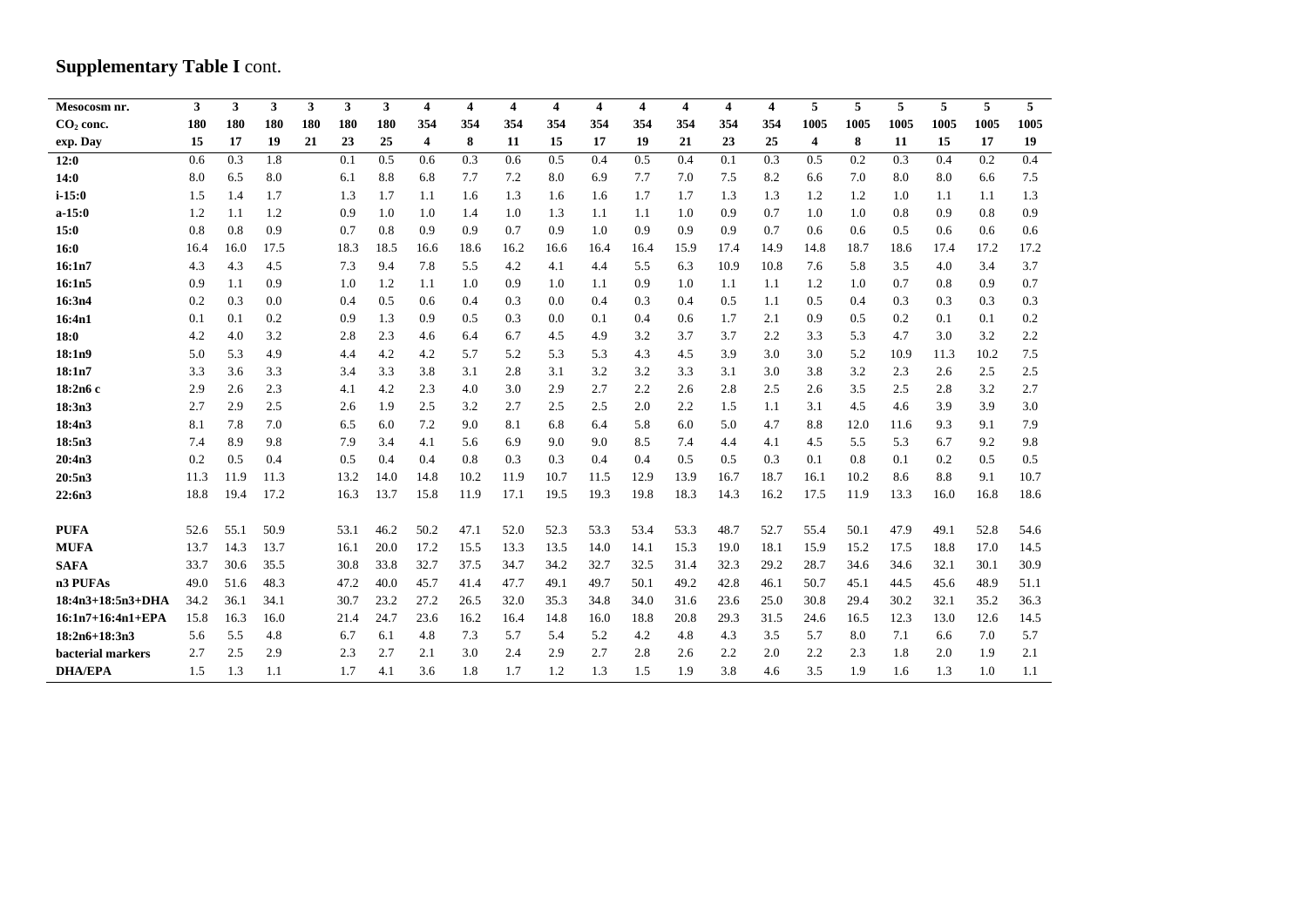## **Supplementary Table I** cont.

| **Mesocosm nr.** | **3** | **3** | **3** | **3** | **3** | **3** | **4** | **4** | **4** | **4** | **4** | **4** | **4** | **4** | **4** | **5** | **5** | **5** | **5** | **5** | **5** |
|---|---|---|---|---|---|---|---|---|---|---|---|---|---|---|---|---|---|---|---|---|---|
| **$CO_2$ conc.** | **180** | **180** | **180** | **180** | **180** | **180** | **354** | **354** | **354** | **354** | **354** | **354** | **354** | **354** | **354** | **1005** | **1005** | **1005** | **1005** | **1005** | **1005** |
| **exp. Day** | **15** | **17** | **19** | **21** | **23** | **25** | **4** | **8** | **11** | **15** | **17** | **19** | **21** | **23** | **25** | **4** | **8** | **11** | **15** | **17** | **19** |
| **12:0** | 0.6 | 0.3 | 1.8 | | 0.1 | 0.5 | 0.6 | 0.3 | 0.6 | 0.5 | 0.4 | 0.5 | 0.4 | 0.1 | 0.3 | 0.5 | 0.2 | 0.3 | 0.4 | 0.2 | 0.4 |
| **14:0** | 8.0 | 6.5 | 8.0 | | 6.1 | 8.8 | 6.8 | 7.7 | 7.2 | 8.0 | 6.9 | 7.7 | 7.0 | 7.5 | 8.2 | 6.6 | 7.0 | 8.0 | 8.0 | 6.6 | 7.5 |
| **i-15:0** | 1.5 | 1.4 | 1.7 | | 1.3 | 1.7 | 1.1 | 1.6 | 1.3 | 1.6 | 1.6 | 1.7 | 1.7 | 1.3 | 1.3 | 1.2 | 1.2 | 1.0 | 1.1 | 1.1 | 1.3 |
| **a-15:0** | 1.2 | 1.1 | 1.2 | | 0.9 | 1.0 | 1.0 | 1.4 | 1.0 | 1.3 | 1.1 | 1.1 | 1.0 | 0.9 | 0.7 | 1.0 | 1.0 | 0.8 | 0.9 | 0.8 | 0.9 |
| **15:0** | 0.8 | 0.8 | 0.9 | | 0.7 | 0.8 | 0.9 | 0.9 | 0.7 | 0.9 | 1.0 | 0.9 | 0.9 | 0.9 | 0.7 | 0.6 | 0.6 | 0.5 | 0.6 | 0.6 | 0.6 |
| **16:0** | 16.4 | 16.0 | 17.5 | | 18.3 | 18.5 | 16.6 | 18.6 | 16.2 | 16.6 | 16.4 | 16.4 | 15.9 | 17.4 | 14.9 | 14.8 | 18.7 | 18.6 | 17.4 | 17.2 | 17.2 |
| **16:1n7** | 4.3 | 4.3 | 4.5 | | 7.3 | 9.4 | 7.8 | 5.5 | 4.2 | 4.1 | 4.4 | 5.5 | 6.3 | 10.9 | 10.8 | 7.6 | 5.8 | 3.5 | 4.0 | 3.4 | 3.7 |
| **16:1n5** | 0.9 | 1.1 | 0.9 | | 1.0 | 1.2 | 1.1 | 1.0 | 0.9 | 1.0 | 1.1 | 0.9 | 1.0 | 1.1 | 1.1 | 1.2 | 1.0 | 0.7 | 0.8 | 0.9 | 0.7 |
| **16:3n4** | 0.2 | 0.3 | 0.0 | | 0.4 | 0.5 | 0.6 | 0.4 | 0.3 | 0.0 | 0.4 | 0.3 | 0.4 | 0.5 | 1.1 | 0.5 | 0.4 | 0.3 | 0.3 | 0.3 | 0.3 |
| **16:4n1** | 0.1 | 0.1 | 0.2 | | 0.9 | 1.3 | 0.9 | 0.5 | 0.3 | 0.0 | 0.1 | 0.4 | 0.6 | 1.7 | 2.1 | 0.9 | 0.5 | 0.2 | 0.1 | 0.1 | 0.2 |
| **18:0** | 4.2 | 4.0 | 3.2 | | 2.8 | 2.3 | 4.6 | 6.4 | 6.7 | 4.5 | 4.9 | 3.2 | 3.7 | 3.7 | 2.2 | 3.3 | 5.3 | 4.7 | 3.0 | 3.2 | 2.2 |
| **18:1n9** | 5.0 | 5.3 | 4.9 | | 4.4 | 4.2 | 4.2 | 5.7 | 5.2 | 5.3 | 5.3 | 4.3 | 4.5 | 3.9 | 3.0 | 3.0 | 5.2 | 10.9 | 11.3 | 10.2 | 7.5 |
| **18:1n7** | 3.3 | 3.6 | 3.3 | | 3.4 | 3.3 | 3.8 | 3.1 | 2.8 | 3.1 | 3.2 | 3.2 | 3.3 | 3.1 | 3.0 | 3.8 | 3.2 | 2.3 | 2.6 | 2.5 | 2.5 |
| **18:2n6 c** | 2.9 | 2.6 | 2.3 | | 4.1 | 4.2 | 2.3 | 4.0 | 3.0 | 2.9 | 2.7 | 2.2 | 2.6 | 2.8 | 2.5 | 2.6 | 3.5 | 2.5 | 2.8 | 3.2 | 2.7 |
| **18:3n3** | 2.7 | 2.9 | 2.5 | | 2.6 | 1.9 | 2.5 | 3.2 | 2.7 | 2.5 | 2.5 | 2.0 | 2.2 | 1.5 | 1.1 | 3.1 | 4.5 | 4.6 | 3.9 | 3.9 | 3.0 |
| **18:4n3** | 8.1 | 7.8 | 7.0 | | 6.5 | 6.0 | 7.2 | 9.0 | 8.1 | 6.8 | 6.4 | 5.8 | 6.0 | 5.0 | 4.7 | 8.8 | 12.0 | 11.6 | 9.3 | 9.1 | 7.9 |
| **18:5n3** | 7.4 | 8.9 | 9.8 | | 7.9 | 3.4 | 4.1 | 5.6 | 6.9 | 9.0 | 9.0 | 8.5 | 7.4 | 4.4 | 4.1 | 4.5 | 5.5 | 5.3 | 6.7 | 9.2 | 9.8 |
| **20:4n3** | 0.2 | 0.5 | 0.4 | | 0.5 | 0.4 | 0.4 | 0.8 | 0.3 | 0.3 | 0.4 | 0.4 | 0.5 | 0.5 | 0.3 | 0.1 | 0.8 | 0.1 | 0.2 | 0.5 | 0.5 |
| **20:5n3** | 11.3 | 11.9 | 11.3 | | 13.2 | 14.0 | 14.8 | 10.2 | 11.9 | 10.7 | 11.5 | 12.9 | 13.9 | 16.7 | 18.7 | 16.1 | 10.2 | 8.6 | 8.8 | 9.1 | 10.7 |
| **22:6n3** | 18.8 | 19.4 | 17.2 | | 16.3 | 13.7 | 15.8 | 11.9 | 17.1 | 19.5 | 19.3 | 19.8 | 18.3 | 14.3 | 16.2 | 17.5 | 11.9 | 13.3 | 16.0 | 16.8 | 18.6 |
| | | | | | | | | | | | | | | | | | | | | | |
| **PUFA** | 52.6 | 55.1 | 50.9 | | 53.1 | 46.2 | 50.2 | 47.1 | 52.0 | 52.3 | 53.3 | 53.4 | 53.3 | 48.7 | 52.7 | 55.4 | 50.1 | 47.9 | 49.1 | 52.8 | 54.6 |
| **MUFA** | 13.7 | 14.3 | 13.7 | | 16.1 | 20.0 | 17.2 | 15.5 | 13.3 | 13.5 | 14.0 | 14.1 | 15.3 | 19.0 | 18.1 | 15.9 | 15.2 | 17.5 | 18.8 | 17.0 | 14.5 |
| **SAFA** | 33.7 | 30.6 | 35.5 | | 30.8 | 33.8 | 32.7 | 37.5 | 34.7 | 34.2 | 32.7 | 32.5 | 31.4 | 32.3 | 29.2 | 28.7 | 34.6 | 34.6 | 32.1 | 30.1 | 30.9 |
| **n3 PUFAs** | 49.0 | 51.6 | 48.3 | | 47.2 | 40.0 | 45.7 | 41.4 | 47.7 | 49.1 | 49.7 | 50.1 | 49.2 | 42.8 | 46.1 | 50.7 | 45.1 | 44.5 | 45.6 | 48.9 | 51.1 |
| **18:4n3+18:5n3+DHA** | 34.2 | 36.1 | 34.1 | | 30.7 | 23.2 | 27.2 | 26.5 | 32.0 | 35.3 | 34.8 | 34.0 | 31.6 | 23.6 | 25.0 | 30.8 | 29.4 | 30.2 | 32.1 | 35.2 | 36.3 |
| **16:1n7+16:4n1+EPA** | 15.8 | 16.3 | 16.0 | | 21.4 | 24.7 | 23.6 | 16.2 | 16.4 | 14.8 | 16.0 | 18.8 | 20.8 | 29.3 | 31.5 | 24.6 | 16.5 | 12.3 | 13.0 | 12.6 | 14.5 |
| **18:2n6+18:3n3** | 5.6 | 5.5 | 4.8 | | 6.7 | 6.1 | 4.8 | 7.3 | 5.7 | 5.4 | 5.2 | 4.2 | 4.8 | 4.3 | 3.5 | 5.7 | 8.0 | 7.1 | 6.6 | 7.0 | 5.7 |
| **bacterial markers** | 2.7 | 2.5 | 2.9 | | 2.3 | 2.7 | 2.1 | 3.0 | 2.4 | 2.9 | 2.7 | 2.8 | 2.6 | 2.2 | 2.0 | 2.2 | 2.3 | 1.8 | 2.0 | 1.9 | 2.1 |
| **DHA/EPA** | 1.5 | 1.3 | 1.1 | | 1.7 | 4.1 | 3.6 | 1.8 | 1.7 | 1.2 | 1.3 | 1.5 | 1.9 | 3.8 | 4.6 | 3.5 | 1.9 | 1.6 | 1.3 | 1.0 | 1.1 |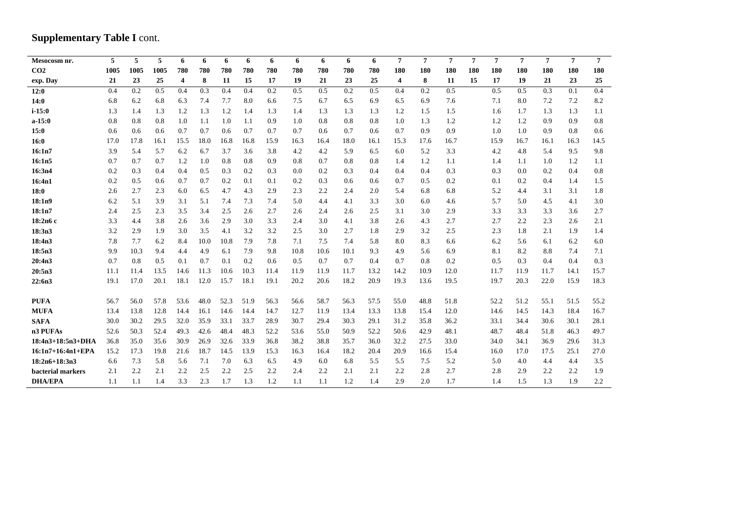**Supplementary Table I** cont.

| Mesocosm nr. | 5 | 5 | 5 | 6 | 6 | 6 | 6 | 6 | 6 | 6 | 6 | 6 | 7 | 7 | 7 | 7 | 7 | 7 | 7 | 7 | 7 |
|---|---|---|---|---|---|---|---|---|---|---|---|---|---|---|---|---|---|---|---|---|---|
| **$CO_2$** | **1005** | **1005** | **1005** | **780** | **780** | **780** | **780** | **780** | **780** | **780** | **780** | **780** | **180** | **180** | **180** | **180** | **180** | **180** | **180** | **180** | **180** |
| **exp. Day** | **21** | **23** | **25** | **4** | **8** | **11** | **15** | **17** | **19** | **21** | **23** | **25** | **4** | **8** | **11** | **15** | **17** | **19** | **21** | **23** | **25** |
| **12:0** | 0.4 | 0.2 | 0.5 | 0.4 | 0.3 | 0.4 | 0.4 | 0.2 | 0.5 | 0.5 | 0.2 | 0.5 | 0.4 | 0.2 | 0.5 | | 0.5 | 0.5 | 0.3 | 0.1 | 0.4 |
| **14:0** | 6.8 | 6.2 | 6.8 | 6.3 | 7.4 | 7.7 | 8.0 | 6.6 | 7.5 | 6.7 | 6.5 | 6.9 | 6.5 | 6.9 | 7.6 | | 7.1 | 8.0 | 7.2 | 7.2 | 8.2 |
| **i-15:0** | 1.3 | 1.4 | 1.3 | 1.2 | 1.3 | 1.2 | 1.4 | 1.3 | 1.4 | 1.3 | 1.3 | 1.3 | 1.2 | 1.5 | 1.5 | | 1.6 | 1.7 | 1.3 | 1.3 | 1.1 |
| **a-15:0** | 0.8 | 0.8 | 0.8 | 1.0 | 1.1 | 1.0 | 1.1 | 0.9 | 1.0 | 0.8 | 0.8 | 0.8 | 1.0 | 1.3 | 1.2 | | 1.2 | 1.2 | 0.9 | 0.9 | 0.8 |
| **15:0** | 0.6 | 0.6 | 0.6 | 0.7 | 0.7 | 0.6 | 0.7 | 0.7 | 0.7 | 0.6 | 0.7 | 0.6 | 0.7 | 0.9 | 0.9 | | 1.0 | 1.0 | 0.9 | 0.8 | 0.6 |
| **16:0** | 17.0 | 17.8 | 16.1 | 15.5 | 18.0 | 16.8 | 16.8 | 15.9 | 16.3 | 16.4 | 18.0 | 16.1 | 15.3 | 17.6 | 16.7 | | 15.9 | 16.7 | 16.1 | 16.3 | 14.5 |
| **16:1n7** | 3.9 | 5.4 | 5.7 | 6.2 | 6.7 | 3.7 | 3.6 | 3.8 | 4.2 | 4.2 | 5.9 | 6.5 | 6.0 | 5.2 | 3.3 | | 4.2 | 4.8 | 5.4 | 9.5 | 9.8 |
| **16:1n5** | 0.7 | 0.7 | 0.7 | 1.2 | 1.0 | 0.8 | 0.8 | 0.9 | 0.8 | 0.7 | 0.8 | 0.8 | 1.4 | 1.2 | 1.1 | | 1.4 | 1.1 | 1.0 | 1.2 | 1.1 |
| **16:3n4** | 0.2 | 0.3 | 0.4 | 0.4 | 0.5 | 0.3 | 0.2 | 0.3 | 0.0 | 0.2 | 0.3 | 0.4 | 0.4 | 0.4 | 0.3 | | 0.3 | 0.0 | 0.2 | 0.4 | 0.8 |
| **16:4n1** | 0.2 | 0.5 | 0.6 | 0.7 | 0.7 | 0.2 | 0.1 | 0.1 | 0.2 | 0.3 | 0.6 | 0.6 | 0.7 | 0.5 | 0.2 | | 0.1 | 0.2 | 0.4 | 1.4 | 1.5 |
| **18:0** | 2.6 | 2.7 | 2.3 | 6.0 | 6.5 | 4.7 | 4.3 | 2.9 | 2.3 | 2.2 | 2.4 | 2.0 | 5.4 | 6.8 | 6.8 | | 5.2 | 4.4 | 3.1 | 3.1 | 1.8 |
| **18:1n9** | 6.2 | 5.1 | 3.9 | 3.1 | 5.1 | 7.4 | 7.3 | 7.4 | 5.0 | 4.4 | 4.1 | 3.3 | 3.0 | 6.0 | 4.6 | | 5.7 | 5.0 | 4.5 | 4.1 | 3.0 |
| **18:1n7** | 2.4 | 2.5 | 2.3 | 3.5 | 3.4 | 2.5 | 2.6 | 2.7 | 2.6 | 2.4 | 2.6 | 2.5 | 3.1 | 3.0 | 2.9 | | 3.3 | 3.3 | 3.3 | 3.6 | 2.7 |
| **18:2n6 c** | 3.3 | 4.4 | 3.8 | 2.6 | 3.6 | 2.9 | 3.0 | 3.3 | 2.4 | 3.0 | 4.1 | 3.8 | 2.6 | 4.3 | 2.7 | | 2.7 | 2.2 | 2.3 | 2.6 | 2.1 |
| **18:3n3** | 3.2 | 2.9 | 1.9 | 3.0 | 3.5 | 4.1 | 3.2 | 3.2 | 2.5 | 3.0 | 2.7 | 1.8 | 2.9 | 3.2 | 2.5 | | 2.3 | 1.8 | 2.1 | 1.9 | 1.4 |
| **18:4n3** | 7.8 | 7.7 | 6.2 | 8.4 | 10.0 | 10.8 | 7.9 | 7.8 | 7.1 | 7.5 | 7.4 | 5.8 | 8.0 | 8.3 | 6.6 | | 6.2 | 5.6 | 6.1 | 6.2 | 6.0 |
| **18:5n3** | 9.9 | 10.3 | 9.4 | 4.4 | 4.9 | 6.1 | 7.9 | 9.8 | 10.8 | 10.6 | 10.1 | 9.3 | 4.9 | 5.6 | 6.9 | | 8.1 | 8.2 | 8.8 | 7.4 | 7.1 |
| **20:4n3** | 0.7 | 0.8 | 0.5 | 0.1 | 0.7 | 0.1 | 0.2 | 0.6 | 0.5 | 0.7 | 0.7 | 0.4 | 0.7 | 0.8 | 0.2 | | 0.5 | 0.3 | 0.4 | 0.4 | 0.3 |
| **20:5n3** | 11.1 | 11.4 | 13.5 | 14.6 | 11.3 | 10.6 | 10.3 | 11.4 | 11.9 | 11.9 | 11.7 | 13.2 | 14.2 | 10.9 | 12.0 | | 11.7 | 11.9 | 11.7 | 14.1 | 15.7 |
| **22:6n3** | 19.1 | 17.0 | 20.1 | 18.1 | 12.0 | 15.7 | 18.1 | 19.1 | 20.2 | 20.6 | 18.2 | 20.9 | 19.3 | 13.6 | 19.5 | | 19.7 | 20.3 | 22.0 | 15.9 | 18.3 |
| | | | | | | | | | | | | | | | | | | | | | |
| **PUFA** | 56.7 | 56.0 | 57.8 | 53.6 | 48.0 | 52.3 | 51.9 | 56.3 | 56.6 | 58.7 | 56.3 | 57.5 | 55.0 | 48.8 | 51.8 | | 52.2 | 51.2 | 55.1 | 51.5 | 55.2 |
| **MUFA** | 13.4 | 13.8 | 12.8 | 14.4 | 16.1 | 14.6 | 14.4 | 14.7 | 12.7 | 11.9 | 13.4 | 13.3 | 13.8 | 15.4 | 12.0 | | 14.6 | 14.5 | 14.3 | 18.4 | 16.7 |
| **SAFA** | 30.0 | 30.2 | 29.5 | 32.0 | 35.9 | 33.1 | 33.7 | 28.9 | 30.7 | 29.4 | 30.3 | 29.1 | 31.2 | 35.8 | 36.2 | | 33.1 | 34.4 | 30.6 | 30.1 | 28.1 |
| **n3 PUFAs** | 52.6 | 50.3 | 52.4 | 49.3 | 42.6 | 48.4 | 48.3 | 52.2 | 53.6 | 55.0 | 50.9 | 52.2 | 50.6 | 42.9 | 48.1 | | 48.7 | 48.4 | 51.8 | 46.3 | 49.7 |
| **18:4n3+18:5n3+DHA** | 36.8 | 35.0 | 35.6 | 30.9 | 26.9 | 32.6 | 33.9 | 36.8 | 38.2 | 38.8 | 35.7 | 36.0 | 32.2 | 27.5 | 33.0 | | 34.0 | 34.1 | 36.9 | 29.6 | 31.3 |
| **16:1n7+16:4n1+EPA** | 15.2 | 17.3 | 19.8 | 21.6 | 18.7 | 14.5 | 13.9 | 15.3 | 16.3 | 16.4 | 18.2 | 20.4 | 20.9 | 16.6 | 15.4 | | 16.0 | 17.0 | 17.5 | 25.1 | 27.0 |
| **18:2n6+18:3n3** | 6.6 | 7.3 | 5.8 | 5.6 | 7.1 | 7.0 | 6.3 | 6.5 | 4.9 | 6.0 | 6.8 | 5.5 | 5.5 | 7.5 | 5.2 | | 5.0 | 4.0 | 4.4 | 4.4 | 3.5 |
| **bacterial markers** | 2.1 | 2.2 | 2.1 | 2.2 | 2.5 | 2.2 | 2.5 | 2.2 | 2.4 | 2.2 | 2.1 | 2.1 | 2.2 | 2.8 | 2.7 | | 2.8 | 2.9 | 2.2 | 2.2 | 1.9 |
| **DHA/EPA** | 1.1 | 1.1 | 1.4 | 3.3 | 2.3 | 1.7 | 1.3 | 1.2 | 1.1 | 1.1 | 1.2 | 1.4 | 2.9 | 2.0 | 1.7 | | 1.4 | 1.5 | 1.3 | 1.9 | 2.2 |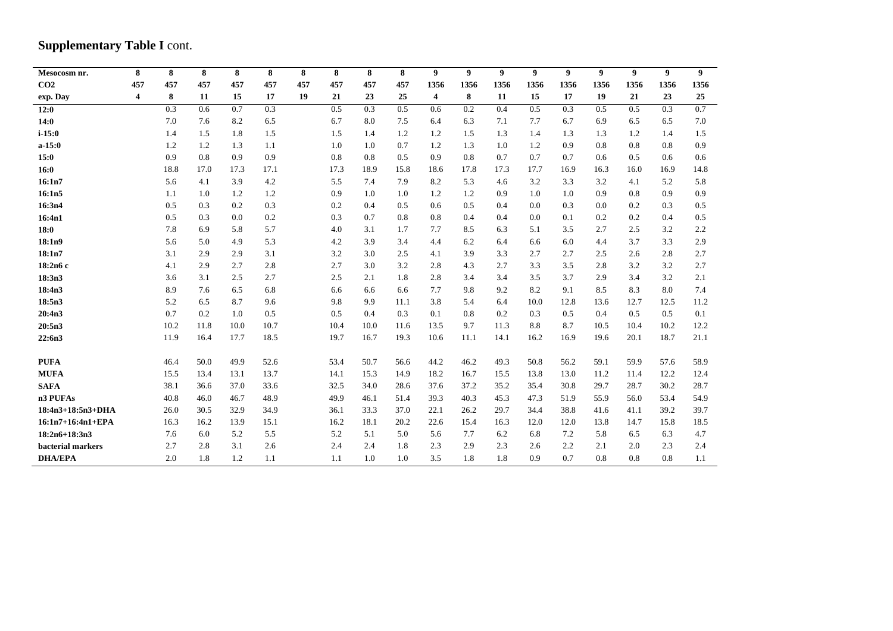## **Supplementary Table I** cont.

| Mesocosm nr. | 8 | 8 | 8 | 8 | 8 | 8 | 8 | 8 | 8 | 9 | 9 | 9 | 9 | 9 | 9 | 9 | 9 | 9 |
|---|---|---|---|---|---|---|---|---|---|---|---|---|---|---|---|---|---|---|
| **CO2** | **457** | **457** | **457** | **457** | **457** | **457** | **457** | **457** | **457** | **1356** | **1356** | **1356** | **1356** | **1356** | **1356** | **1356** | **1356** | **1356** |
| **exp. Day** | **4** | **8** | **11** | **15** | **17** | **19** | **21** | **23** | **25** | **4** | **8** | **11** | **15** | **17** | **19** | **21** | **23** | **25** |
| **12:0** | | 0.3 | 0.6 | 0.7 | 0.3 | | 0.5 | 0.3 | 0.5 | 0.6 | 0.2 | 0.4 | 0.5 | 0.3 | 0.5 | 0.5 | 0.3 | 0.7 |
| **14:0** | | 7.0 | 7.6 | 8.2 | 6.5 | | 6.7 | 8.0 | 7.5 | 6.4 | 6.3 | 7.1 | 7.7 | 6.7 | 6.9 | 6.5 | 6.5 | 7.0 |
| **i-15:0** | | 1.4 | 1.5 | 1.8 | 1.5 | | 1.5 | 1.4 | 1.2 | 1.2 | 1.5 | 1.3 | 1.4 | 1.3 | 1.3 | 1.2 | 1.4 | 1.5 |
| **a-15:0** | | 1.2 | 1.2 | 1.3 | 1.1 | | 1.0 | 1.0 | 0.7 | 1.2 | 1.3 | 1.0 | 1.2 | 0.9 | 0.8 | 0.8 | 0.8 | 0.9 |
| **15:0** | | 0.9 | 0.8 | 0.9 | 0.9 | | 0.8 | 0.8 | 0.5 | 0.9 | 0.8 | 0.7 | 0.7 | 0.7 | 0.6 | 0.5 | 0.6 | 0.6 |
| **16:0** | | 18.8 | 17.0 | 17.3 | 17.1 | | 17.3 | 18.9 | 15.8 | 18.6 | 17.8 | 17.3 | 17.7 | 16.9 | 16.3 | 16.0 | 16.9 | 14.8 |
| **16:1n7** | | 5.6 | 4.1 | 3.9 | 4.2 | | 5.5 | 7.4 | 7.9 | 8.2 | 5.3 | 4.6 | 3.2 | 3.3 | 3.2 | 4.1 | 5.2 | 5.8 |
| **16:1n5** | | 1.1 | 1.0 | 1.2 | 1.2 | | 0.9 | 1.0 | 1.0 | 1.2 | 1.2 | 0.9 | 1.0 | 1.0 | 0.9 | 0.8 | 0.9 | 0.9 |
| **16:3n4** | | 0.5 | 0.3 | 0.2 | 0.3 | | 0.2 | 0.4 | 0.5 | 0.6 | 0.5 | 0.4 | 0.0 | 0.3 | 0.0 | 0.2 | 0.3 | 0.5 |
| **16:4n1** | | 0.5 | 0.3 | 0.0 | 0.2 | | 0.3 | 0.7 | 0.8 | 0.8 | 0.4 | 0.4 | 0.0 | 0.1 | 0.2 | 0.2 | 0.4 | 0.5 |
| **18:0** | | 7.8 | 6.9 | 5.8 | 5.7 | | 4.0 | 3.1 | 1.7 | 7.7 | 8.5 | 6.3 | 5.1 | 3.5 | 2.7 | 2.5 | 3.2 | 2.2 |
| **18:1n9** | | 5.6 | 5.0 | 4.9 | 5.3 | | 4.2 | 3.9 | 3.4 | 4.4 | 6.2 | 6.4 | 6.6 | 6.0 | 4.4 | 3.7 | 3.3 | 2.9 |
| **18:1n7** | | 3.1 | 2.9 | 2.9 | 3.1 | | 3.2 | 3.0 | 2.5 | 4.1 | 3.9 | 3.3 | 2.7 | 2.7 | 2.5 | 2.6 | 2.8 | 2.7 |
| **18:2n6 c** | | 4.1 | 2.9 | 2.7 | 2.8 | | 2.7 | 3.0 | 3.2 | 2.8 | 4.3 | 2.7 | 3.3 | 3.5 | 2.8 | 3.2 | 3.2 | 2.7 |
| **18:3n3** | | 3.6 | 3.1 | 2.5 | 2.7 | | 2.5 | 2.1 | 1.8 | 2.8 | 3.4 | 3.4 | 3.5 | 3.7 | 2.9 | 3.4 | 3.2 | 2.1 |
| **18:4n3** | | 8.9 | 7.6 | 6.5 | 6.8 | | 6.6 | 6.6 | 6.6 | 7.7 | 9.8 | 9.2 | 8.2 | 9.1 | 8.5 | 8.3 | 8.0 | 7.4 |
| **18:5n3** | | 5.2 | 6.5 | 8.7 | 9.6 | | 9.8 | 9.9 | 11.1 | 3.8 | 5.4 | 6.4 | 10.0 | 12.8 | 13.6 | 12.7 | 12.5 | 11.2 |
| **20:4n3** | | 0.7 | 0.2 | 1.0 | 0.5 | | 0.5 | 0.4 | 0.3 | 0.1 | 0.8 | 0.2 | 0.3 | 0.5 | 0.4 | 0.5 | 0.5 | 0.1 |
| **20:5n3** | | 10.2 | 11.8 | 10.0 | 10.7 | | 10.4 | 10.0 | 11.6 | 13.5 | 9.7 | 11.3 | 8.8 | 8.7 | 10.5 | 10.4 | 10.2 | 12.2 |
| **22:6n3** | | 11.9 | 16.4 | 17.7 | 18.5 | | 19.7 | 16.7 | 19.3 | 10.6 | 11.1 | 14.1 | 16.2 | 16.9 | 19.6 | 20.1 | 18.7 | 21.1 |
| | | | | | | | | | | | | | | | | | | |
| **PUFA** | | 46.4 | 50.0 | 49.9 | 52.6 | | 53.4 | 50.7 | 56.6 | 44.2 | 46.2 | 49.3 | 50.8 | 56.2 | 59.1 | 59.9 | 57.6 | 58.9 |
| **MUFA** | | 15.5 | 13.4 | 13.1 | 13.7 | | 14.1 | 15.3 | 14.9 | 18.2 | 16.7 | 15.5 | 13.8 | 13.0 | 11.2 | 11.4 | 12.2 | 12.4 |
| **SAFA** | | 38.1 | 36.6 | 37.0 | 33.6 | | 32.5 | 34.0 | 28.6 | 37.6 | 37.2 | 35.2 | 35.4 | 30.8 | 29.7 | 28.7 | 30.2 | 28.7 |
| **n3 PUFAs** | | 40.8 | 46.0 | 46.7 | 48.9 | | 49.9 | 46.1 | 51.4 | 39.3 | 40.3 | 45.3 | 47.3 | 51.9 | 55.9 | 56.0 | 53.4 | 54.9 |
| **18:4n3+18:5n3+DHA** | | 26.0 | 30.5 | 32.9 | 34.9 | | 36.1 | 33.3 | 37.0 | 22.1 | 26.2 | 29.7 | 34.4 | 38.8 | 41.6 | 41.1 | 39.2 | 39.7 |
| **16:1n7+16:4n1+EPA** | | 16.3 | 16.2 | 13.9 | 15.1 | | 16.2 | 18.1 | 20.2 | 22.6 | 15.4 | 16.3 | 12.0 | 12.0 | 13.8 | 14.7 | 15.8 | 18.5 |
| **18:2n6+18:3n3** | | 7.6 | 6.0 | 5.2 | 5.5 | | 5.2 | 5.1 | 5.0 | 5.6 | 7.7 | 6.2 | 6.8 | 7.2 | 5.8 | 6.5 | 6.3 | 4.7 |
| **bacterial markers** | | 2.7 | 2.8 | 3.1 | 2.6 | | 2.4 | 2.4 | 1.8 | 2.3 | 2.9 | 2.3 | 2.6 | 2.2 | 2.1 | 2.0 | 2.3 | 2.4 |
| **DHA/EPA** | | 2.0 | 1.8 | 1.2 | 1.1 | | 1.1 | 1.0 | 1.0 | 3.5 | 1.8 | 1.8 | 0.9 | 0.7 | 0.8 | 0.8 | 0.8 | 1.1 |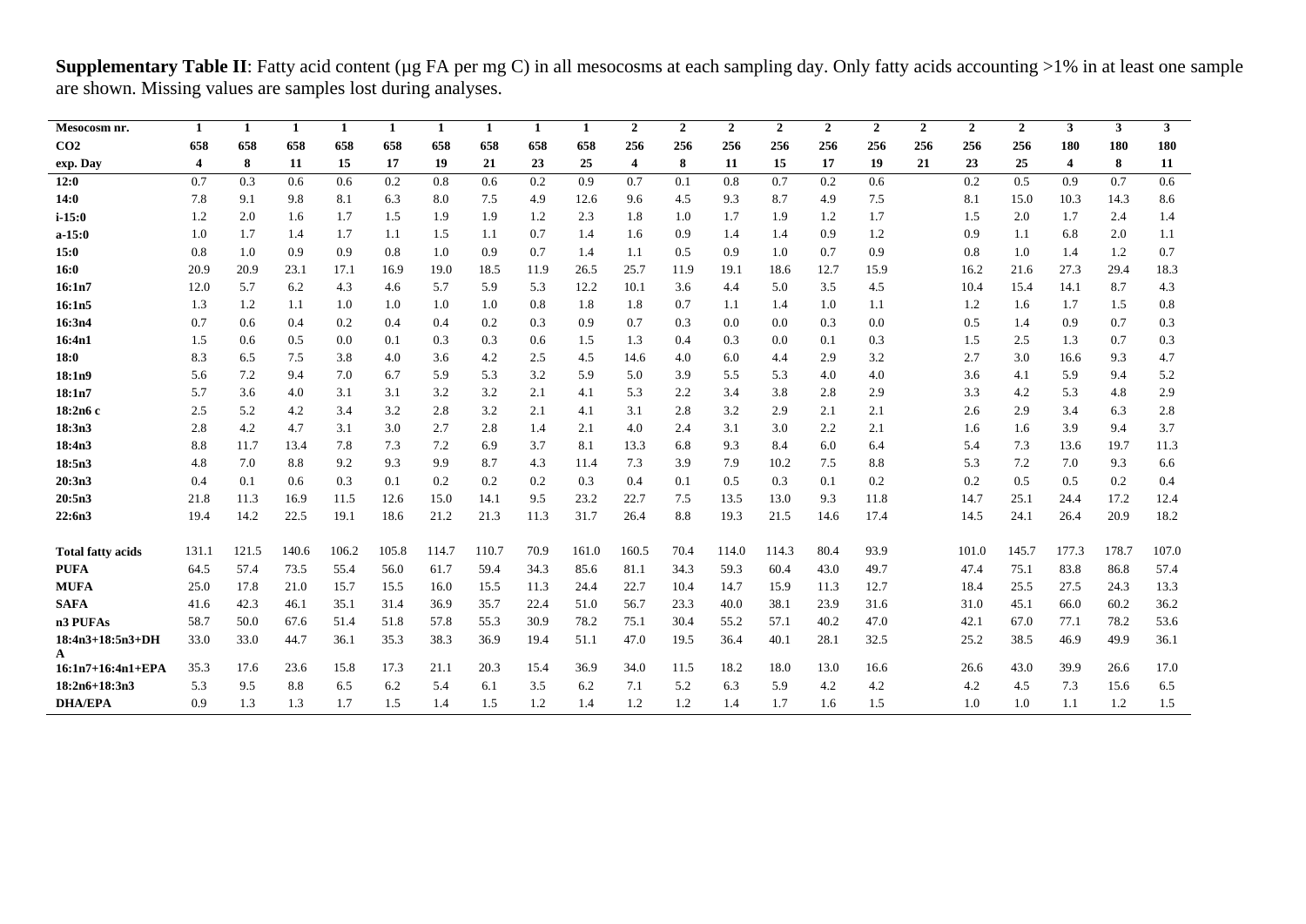**Supplementary Table II**: Fatty acid content (µg FA per mg C) in all mesocosms at each sampling day. Only fatty acids accounting >1% in at least one sample are shown. Missing values are samples lost during analyses.

| Mesocosm nr. | 1 | 1 | 1 | 1 | 1 | 1 | 1 | 1 | 1 | 2 | 2 | 2 | 2 | 2 | 2 | 2 | 2 | 2 | 3 | 3 | 3 |
|---|---|---|---|---|---|---|---|---|---|---|---|---|---|---|---|---|---|---|---|---|---|
| $CO_2$ | 658 | 658 | 658 | 658 | 658 | 658 | 658 | 658 | 658 | 256 | 256 | 256 | 256 | 256 | 256 | 256 | 256 | 256 | 180 | 180 | 180 |
| exp. Day | 4 | 8 | 11 | 15 | 17 | 19 | 21 | 23 | 25 | 4 | 8 | 11 | 15 | 17 | 19 | 21 | 23 | 25 | 4 | 8 | 11 |
| 12:0 | 0.7 | 0.3 | 0.6 | 0.6 | 0.2 | 0.8 | 0.6 | 0.2 | 0.9 | 0.7 | 0.1 | 0.8 | 0.7 | 0.2 | 0.6 | | 0.2 | 0.5 | 0.9 | 0.7 | 0.6 |
| 14:0 | 7.8 | 9.1 | 9.8 | 8.1 | 6.3 | 8.0 | 7.5 | 4.9 | 12.6 | 9.6 | 4.5 | 9.3 | 8.7 | 4.9 | 7.5 | | 8.1 | 15.0 | 10.3 | 14.3 | 8.6 |
| i-15:0 | 1.2 | 2.0 | 1.6 | 1.7 | 1.5 | 1.9 | 1.9 | 1.2 | 2.3 | 1.8 | 1.0 | 1.7 | 1.9 | 1.2 | 1.7 | | 1.5 | 2.0 | 1.7 | 2.4 | 1.4 |
| a-15:0 | 1.0 | 1.7 | 1.4 | 1.7 | 1.1 | 1.5 | 1.1 | 0.7 | 1.4 | 1.6 | 0.9 | 1.4 | 1.4 | 0.9 | 1.2 | | 0.9 | 1.1 | 6.8 | 2.0 | 1.1 |
| 15:0 | 0.8 | 1.0 | 0.9 | 0.9 | 0.8 | 1.0 | 0.9 | 0.7 | 1.4 | 1.1 | 0.5 | 0.9 | 1.0 | 0.7 | 0.9 | | 0.8 | 1.0 | 1.4 | 1.2 | 0.7 |
| 16:0 | 20.9 | 20.9 | 23.1 | 17.1 | 16.9 | 19.0 | 18.5 | 11.9 | 26.5 | 25.7 | 11.9 | 19.1 | 18.6 | 12.7 | 15.9 | | 16.2 | 21.6 | 27.3 | 29.4 | 18.3 |
| 16:1n7 | 12.0 | 5.7 | 6.2 | 4.3 | 4.6 | 5.7 | 5.9 | 5.3 | 12.2 | 10.1 | 3.6 | 4.4 | 5.0 | 3.5 | 4.5 | | 10.4 | 15.4 | 14.1 | 8.7 | 4.3 |
| 16:1n5 | 1.3 | 1.2 | 1.1 | 1.0 | 1.0 | 1.0 | 1.0 | 0.8 | 1.8 | 1.8 | 0.7 | 1.1 | 1.4 | 1.0 | 1.1 | | 1.2 | 1.6 | 1.7 | 1.5 | 0.8 |
| 16:3n4 | 0.7 | 0.6 | 0.4 | 0.2 | 0.4 | 0.4 | 0.2 | 0.3 | 0.9 | 0.7 | 0.3 | 0.0 | 0.0 | 0.3 | 0.0 | | 0.5 | 1.4 | 0.9 | 0.7 | 0.3 |
| 16:4n1 | 1.5 | 0.6 | 0.5 | 0.0 | 0.1 | 0.3 | 0.3 | 0.6 | 1.5 | 1.3 | 0.4 | 0.3 | 0.0 | 0.1 | 0.3 | | 1.5 | 2.5 | 1.3 | 0.7 | 0.3 |
| 18:0 | 8.3 | 6.5 | 7.5 | 3.8 | 4.0 | 3.6 | 4.2 | 2.5 | 4.5 | 14.6 | 4.0 | 6.0 | 4.4 | 2.9 | 3.2 | | 2.7 | 3.0 | 16.6 | 9.3 | 4.7 |
| 18:1n9 | 5.6 | 7.2 | 9.4 | 7.0 | 6.7 | 5.9 | 5.3 | 3.2 | 5.9 | 5.0 | 3.9 | 5.5 | 5.3 | 4.0 | 4.0 | | 3.6 | 4.1 | 5.9 | 9.4 | 5.2 |
| 18:1n7 | 5.7 | 3.6 | 4.0 | 3.1 | 3.1 | 3.2 | 3.2 | 2.1 | 4.1 | 5.3 | 2.2 | 3.4 | 3.8 | 2.8 | 2.9 | | 3.3 | 4.2 | 5.3 | 4.8 | 2.9 |
| 18:2n6 c | 2.5 | 5.2 | 4.2 | 3.4 | 3.2 | 2.8 | 3.2 | 2.1 | 4.1 | 3.1 | 2.8 | 3.2 | 2.9 | 2.1 | 2.1 | | 2.6 | 2.9 | 3.4 | 6.3 | 2.8 |
| 18:3n3 | 2.8 | 4.2 | 4.7 | 3.1 | 3.0 | 2.7 | 2.8 | 1.4 | 2.1 | 4.0 | 2.4 | 3.1 | 3.0 | 2.2 | 2.1 | | 1.6 | 1.6 | 3.9 | 9.4 | 3.7 |
| 18:4n3 | 8.8 | 11.7 | 13.4 | 7.8 | 7.3 | 7.2 | 6.9 | 3.7 | 8.1 | 13.3 | 6.8 | 9.3 | 8.4 | 6.0 | 6.4 | | 5.4 | 7.3 | 13.6 | 19.7 | 11.3 |
| 18:5n3 | 4.8 | 7.0 | 8.8 | 9.2 | 9.3 | 9.9 | 8.7 | 4.3 | 11.4 | 7.3 | 3.9 | 7.9 | 10.2 | 7.5 | 8.8 | | 5.3 | 7.2 | 7.0 | 9.3 | 6.6 |
| 20:3n3 | 0.4 | 0.1 | 0.6 | 0.3 | 0.1 | 0.2 | 0.2 | 0.2 | 0.3 | 0.4 | 0.1 | 0.5 | 0.3 | 0.1 | 0.2 | | 0.2 | 0.5 | 0.5 | 0.2 | 0.4 |
| 20:5n3 | 21.8 | 11.3 | 16.9 | 11.5 | 12.6 | 15.0 | 14.1 | 9.5 | 23.2 | 22.7 | 7.5 | 13.5 | 13.0 | 9.3 | 11.8 | | 14.7 | 25.1 | 24.4 | 17.2 | 12.4 |
| 22:6n3 | 19.4 | 14.2 | 22.5 | 19.1 | 18.6 | 21.2 | 21.3 | 11.3 | 31.7 | 26.4 | 8.8 | 19.3 | 21.5 | 14.6 | 17.4 | | 14.5 | 24.1 | 26.4 | 20.9 | 18.2 |
| | | | | | | | | | | | | | | | | | | | | | |
| Total fatty acids | 131.1 | 121.5 | 140.6 | 106.2 | 105.8 | 114.7 | 110.7 | 70.9 | 161.0 | 160.5 | 70.4 | 114.0 | 114.3 | 80.4 | 93.9 | | 101.0 | 145.7 | 177.3 | 178.7 | 107.0 |
| PUFA | 64.5 | 57.4 | 73.5 | 55.4 | 56.0 | 61.7 | 59.4 | 34.3 | 85.6 | 81.1 | 34.3 | 59.3 | 60.4 | 43.0 | 49.7 | | 47.4 | 75.1 | 83.8 | 86.8 | 57.4 |
| MUFA | 25.0 | 17.8 | 21.0 | 15.7 | 15.5 | 16.0 | 15.5 | 11.3 | 24.4 | 22.7 | 10.4 | 14.7 | 15.9 | 11.3 | 12.7 | | 18.4 | 25.5 | 27.5 | 24.3 | 13.3 |
| SAFA | 41.6 | 42.3 | 46.1 | 35.1 | 31.4 | 36.9 | 35.7 | 22.4 | 51.0 | 56.7 | 23.3 | 40.0 | 38.1 | 23.9 | 31.6 | | 31.0 | 45.1 | 66.0 | 60.2 | 36.2 |
| n3 PUFAs | 58.7 | 50.0 | 67.6 | 51.4 | 51.8 | 57.8 | 55.3 | 30.9 | 78.2 | 75.1 | 30.4 | 55.2 | 57.1 | 40.2 | 47.0 | | 42.1 | 67.0 | 77.1 | 78.2 | 53.6 |
| 18:4n3+18:5n3+DHA | 33.0 | 33.0 | 44.7 | 36.1 | 35.3 | 38.3 | 36.9 | 19.4 | 51.1 | 47.0 | 19.5 | 36.4 | 40.1 | 28.1 | 32.5 | | 25.2 | 38.5 | 46.9 | 49.9 | 36.1 |
| 16:1n7+16:4n1+EPA | 35.3 | 17.6 | 23.6 | 15.8 | 17.3 | 21.1 | 20.3 | 15.4 | 36.9 | 34.0 | 11.5 | 18.2 | 18.0 | 13.0 | 16.6 | | 26.6 | 43.0 | 39.9 | 26.6 | 17.0 |
| 18:2n6+18:3n3 | 5.3 | 9.5 | 8.8 | 6.5 | 6.2 | 5.4 | 6.1 | 3.5 | 6.2 | 7.1 | 5.2 | 6.3 | 5.9 | 4.2 | 4.2 | | 4.2 | 4.5 | 7.3 | 15.6 | 6.5 |
| DHA/EPA | 0.9 | 1.3 | 1.3 | 1.7 | 1.5 | 1.4 | 1.5 | 1.2 | 1.4 | 1.2 | 1.2 | 1.4 | 1.7 | 1.6 | 1.5 | | 1.0 | 1.0 | 1.1 | 1.2 | 1.5 |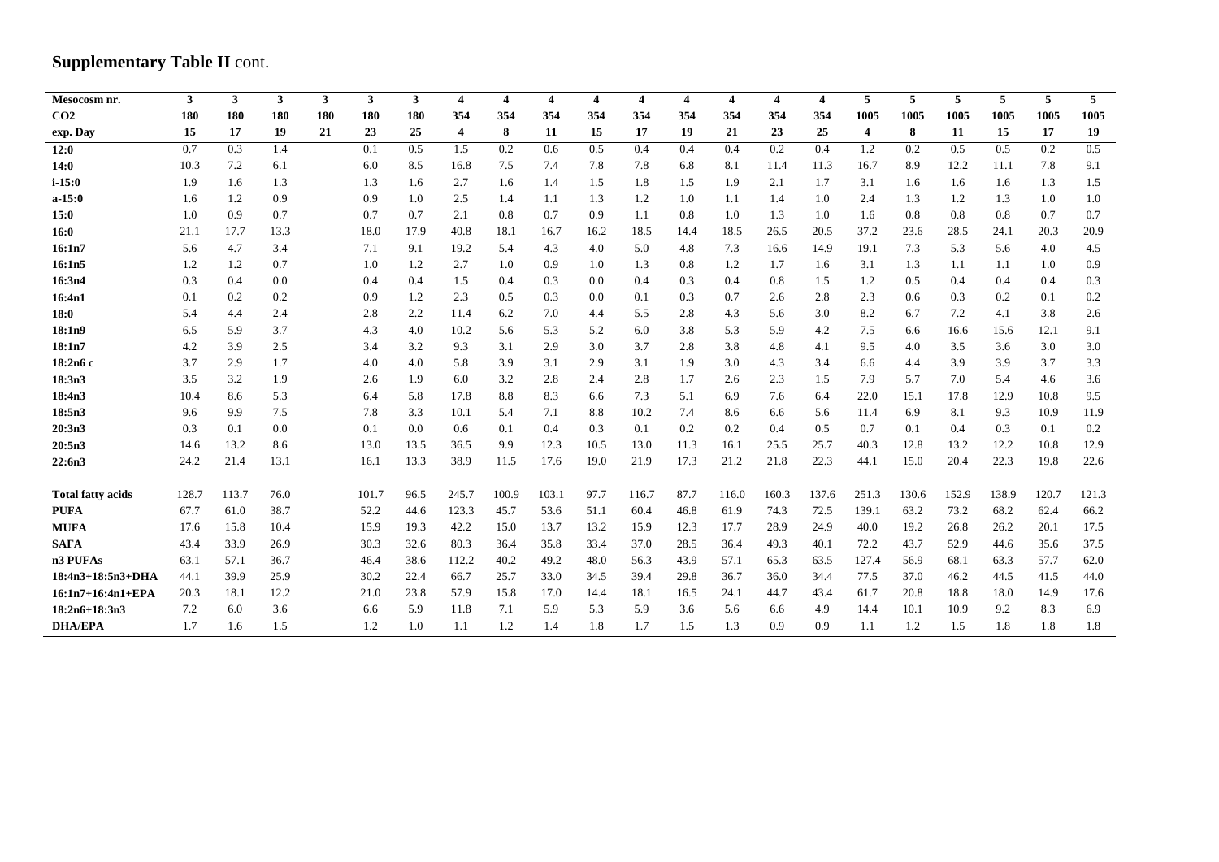## Supplementary Table II cont.

| Mesocosm nr. | 3 | 3 | 3 | 3 | 3 | 3 | 4 | 4 | 4 | 4 | 4 | 4 | 4 | 4 | 4 | 5 | 5 | 5 | 5 | 5 | 5 |
|---|---|---|---|---|---|---|---|---|---|---|---|---|---|---|---|---|---|---|---|---|---|
| CO2 | 180 | 180 | 180 | 180 | 180 | 180 | 354 | 354 | 354 | 354 | 354 | 354 | 354 | 354 | 354 | 1005 | 1005 | 1005 | 1005 | 1005 | 1005 |
| exp. Day | 15 | 17 | 19 | 21 | 23 | 25 | 4 | 8 | 11 | 15 | 17 | 19 | 21 | 23 | 25 | 4 | 8 | 11 | 15 | 17 | 19 |
| 12:0 | 0.7 | 0.3 | 1.4 | | 0.1 | 0.5 | 1.5 | 0.2 | 0.6 | 0.5 | 0.4 | 0.4 | 0.4 | 0.2 | 0.4 | 1.2 | 0.2 | 0.5 | 0.5 | 0.2 | 0.5 |
| 14:0 | 10.3 | 7.2 | 6.1 | | 6.0 | 8.5 | 16.8 | 7.5 | 7.4 | 7.8 | 7.8 | 6.8 | 8.1 | 11.4 | 11.3 | 16.7 | 8.9 | 12.2 | 11.1 | 7.8 | 9.1 |
| i-15:0 | 1.9 | 1.6 | 1.3 | | 1.3 | 1.6 | 2.7 | 1.6 | 1.4 | 1.5 | 1.8 | 1.5 | 1.9 | 2.1 | 1.7 | 3.1 | 1.6 | 1.6 | 1.6 | 1.3 | 1.5 |
| a-15:0 | 1.6 | 1.2 | 0.9 | | 0.9 | 1.0 | 2.5 | 1.4 | 1.1 | 1.3 | 1.2 | 1.0 | 1.1 | 1.4 | 1.0 | 2.4 | 1.3 | 1.2 | 1.3 | 1.0 | 1.0 |
| 15:0 | 1.0 | 0.9 | 0.7 | | 0.7 | 0.7 | 2.1 | 0.8 | 0.7 | 0.9 | 1.1 | 0.8 | 1.0 | 1.3 | 1.0 | 1.6 | 0.8 | 0.8 | 0.8 | 0.7 | 0.7 |
| 16:0 | 21.1 | 17.7 | 13.3 | | 18.0 | 17.9 | 40.8 | 18.1 | 16.7 | 16.2 | 18.5 | 14.4 | 18.5 | 26.5 | 20.5 | 37.2 | 23.6 | 28.5 | 24.1 | 20.3 | 20.9 |
| 16:1n7 | 5.6 | 4.7 | 3.4 | | 7.1 | 9.1 | 19.2 | 5.4 | 4.3 | 4.0 | 5.0 | 4.8 | 7.3 | 16.6 | 14.9 | 19.1 | 7.3 | 5.3 | 5.6 | 4.0 | 4.5 |
| 16:1n5 | 1.2 | 1.2 | 0.7 | | 1.0 | 1.2 | 2.7 | 1.0 | 0.9 | 1.0 | 1.3 | 0.8 | 1.2 | 1.7 | 1.6 | 3.1 | 1.3 | 1.1 | 1.1 | 1.0 | 0.9 |
| 16:3n4 | 0.3 | 0.4 | 0.0 | | 0.4 | 0.4 | 1.5 | 0.4 | 0.3 | 0.0 | 0.4 | 0.3 | 0.4 | 0.8 | 1.5 | 1.2 | 0.5 | 0.4 | 0.4 | 0.4 | 0.3 |
| 16:4n1 | 0.1 | 0.2 | 0.2 | | 0.9 | 1.2 | 2.3 | 0.5 | 0.3 | 0.0 | 0.1 | 0.3 | 0.7 | 2.6 | 2.8 | 2.3 | 0.6 | 0.3 | 0.2 | 0.1 | 0.2 |
| 18:0 | 5.4 | 4.4 | 2.4 | | 2.8 | 2.2 | 11.4 | 6.2 | 7.0 | 4.4 | 5.5 | 2.8 | 4.3 | 5.6 | 3.0 | 8.2 | 6.7 | 7.2 | 4.1 | 3.8 | 2.6 |
| 18:1n9 | 6.5 | 5.9 | 3.7 | | 4.3 | 4.0 | 10.2 | 5.6 | 5.3 | 5.2 | 6.0 | 3.8 | 5.3 | 5.9 | 4.2 | 7.5 | 6.6 | 16.6 | 15.6 | 12.1 | 9.1 |
| 18:1n7 | 4.2 | 3.9 | 2.5 | | 3.4 | 3.2 | 9.3 | 3.1 | 2.9 | 3.0 | 3.7 | 2.8 | 3.8 | 4.8 | 4.1 | 9.5 | 4.0 | 3.5 | 3.6 | 3.0 | 3.0 |
| 18:2n6 c | 3.7 | 2.9 | 1.7 | | 4.0 | 4.0 | 5.8 | 3.9 | 3.1 | 2.9 | 3.1 | 1.9 | 3.0 | 4.3 | 3.4 | 6.6 | 4.4 | 3.9 | 3.9 | 3.7 | 3.3 |
| 18:3n3 | 3.5 | 3.2 | 1.9 | | 2.6 | 1.9 | 6.0 | 3.2 | 2.8 | 2.4 | 2.8 | 1.7 | 2.6 | 2.3 | 1.5 | 7.9 | 5.7 | 7.0 | 5.4 | 4.6 | 3.6 |
| 18:4n3 | 10.4 | 8.6 | 5.3 | | 6.4 | 5.8 | 17.8 | 8.8 | 8.3 | 6.6 | 7.3 | 5.1 | 6.9 | 7.6 | 6.4 | 22.0 | 15.1 | 17.8 | 12.9 | 10.8 | 9.5 |
| 18:5n3 | 9.6 | 9.9 | 7.5 | | 7.8 | 3.3 | 10.1 | 5.4 | 7.1 | 8.8 | 10.2 | 7.4 | 8.6 | 6.6 | 5.6 | 11.4 | 6.9 | 8.1 | 9.3 | 10.9 | 11.9 |
| 20:3n3 | 0.3 | 0.1 | 0.0 | | 0.1 | 0.0 | 0.6 | 0.1 | 0.4 | 0.3 | 0.1 | 0.2 | 0.2 | 0.4 | 0.5 | 0.7 | 0.1 | 0.4 | 0.3 | 0.1 | 0.2 |
| 20:5n3 | 14.6 | 13.2 | 8.6 | | 13.0 | 13.5 | 36.5 | 9.9 | 12.3 | 10.5 | 13.0 | 11.3 | 16.1 | 25.5 | 25.7 | 40.3 | 12.8 | 13.2 | 12.2 | 10.8 | 12.9 |
| 22:6n3 | 24.2 | 21.4 | 13.1 | | 16.1 | 13.3 | 38.9 | 11.5 | 17.6 | 19.0 | 21.9 | 17.3 | 21.2 | 21.8 | 22.3 | 44.1 | 15.0 | 20.4 | 22.3 | 19.8 | 22.6 |
| Total fatty acids | 128.7 | 113.7 | 76.0 | | 101.7 | 96.5 | 245.7 | 100.9 | 103.1 | 97.7 | 116.7 | 87.7 | 116.0 | 160.3 | 137.6 | 251.3 | 130.6 | 152.9 | 138.9 | 120.7 | 121.3 |
| PUFA | 67.7 | 61.0 | 38.7 | | 52.2 | 44.6 | 123.3 | 45.7 | 53.6 | 51.1 | 60.4 | 46.8 | 61.9 | 74.3 | 72.5 | 139.1 | 63.2 | 73.2 | 68.2 | 62.4 | 66.2 |
| MUFA | 17.6 | 15.8 | 10.4 | | 15.9 | 19.3 | 42.2 | 15.0 | 13.7 | 13.2 | 15.9 | 12.3 | 17.7 | 28.9 | 24.9 | 40.0 | 19.2 | 26.8 | 26.2 | 20.1 | 17.5 |
| SAFA | 43.4 | 33.9 | 26.9 | | 30.3 | 32.6 | 80.3 | 36.4 | 35.8 | 33.4 | 37.0 | 28.5 | 36.4 | 49.3 | 40.1 | 72.2 | 43.7 | 52.9 | 44.6 | 35.6 | 37.5 |
| n3 PUFAs | 63.1 | 57.1 | 36.7 | | 46.4 | 38.6 | 112.2 | 40.2 | 49.2 | 48.0 | 56.3 | 43.9 | 57.1 | 65.3 | 63.5 | 127.4 | 56.9 | 68.1 | 63.3 | 57.7 | 62.0 |
| 18:4n3+18:5n3+DHA | 44.1 | 39.9 | 25.9 | | 30.2 | 22.4 | 66.7 | 25.7 | 33.0 | 34.5 | 39.4 | 29.8 | 36.7 | 36.0 | 34.4 | 77.5 | 37.0 | 46.2 | 44.5 | 41.5 | 44.0 |
| 16:1n7+16:4n1+EPA | 20.3 | 18.1 | 12.2 | | 21.0 | 23.8 | 57.9 | 15.8 | 17.0 | 14.4 | 18.1 | 16.5 | 24.1 | 44.7 | 43.4 | 61.7 | 20.8 | 18.8 | 18.0 | 14.9 | 17.6 |
| 18:2n6+18:3n3 | 7.2 | 6.0 | 3.6 | | 6.6 | 5.9 | 11.8 | 7.1 | 5.9 | 5.3 | 5.9 | 3.6 | 5.6 | 6.6 | 4.9 | 14.4 | 10.1 | 10.9 | 9.2 | 8.3 | 6.9 |
| DHA/EPA | 1.7 | 1.6 | 1.5 | | 1.2 | 1.0 | 1.1 | 1.2 | 1.4 | 1.8 | 1.7 | 1.5 | 1.3 | 0.9 | 0.9 | 1.1 | 1.2 | 1.5 | 1.8 | 1.8 | 1.8 |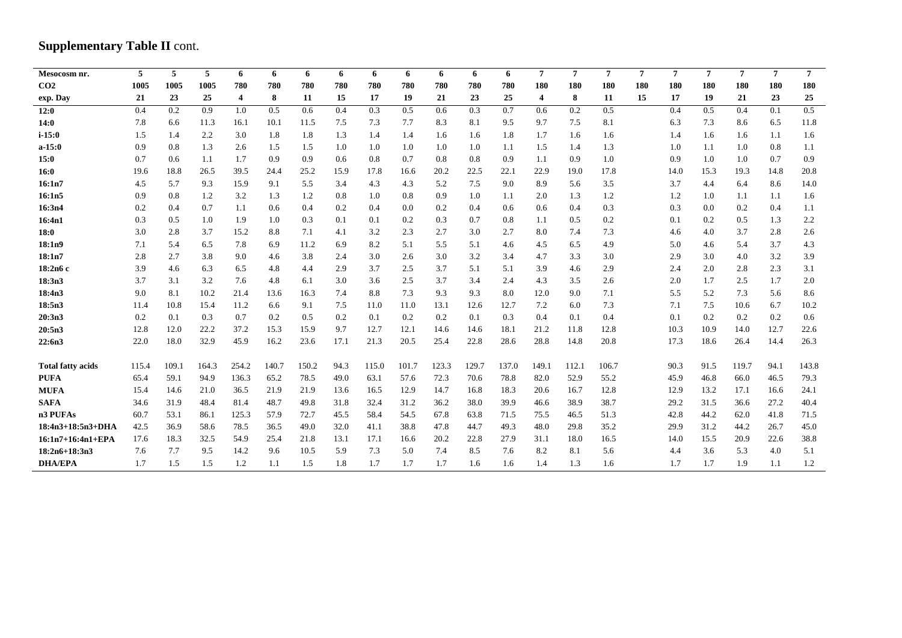**Supplementary Table II** cont.

| Mesocosm nr. | 5 | 5 | 5 | 6 | 6 | 6 | 6 | 6 | 6 | 6 | 6 | 6 | 7 | 7 | 7 | 7 | 7 | 7 | 7 | 7 | 7 |
|---|---|---|---|---|---|---|---|---|---|---|---|---|---|---|---|---|---|---|---|---|---|
| CO2 | 1005 | 1005 | 1005 | 780 | 780 | 780 | 780 | 780 | 780 | 780 | 780 | 780 | 180 | 180 | 180 | 180 | 180 | 180 | 180 | 180 | 180 |
| exp. Day | 21 | 23 | 25 | 4 | 8 | 11 | 15 | 17 | 19 | 21 | 23 | 25 | 4 | 8 | 11 | 15 | 17 | 19 | 21 | 23 | 25 |
| 12:0 | 0.4 | 0.2 | 0.9 | 1.0 | 0.5 | 0.6 | 0.4 | 0.3 | 0.5 | 0.6 | 0.3 | 0.7 | 0.6 | 0.2 | 0.5 | | 0.4 | 0.5 | 0.4 | 0.1 | 0.5 |
| 14:0 | 7.8 | 6.6 | 11.3 | 16.1 | 10.1 | 11.5 | 7.5 | 7.3 | 7.7 | 8.3 | 8.1 | 9.5 | 9.7 | 7.5 | 8.1 | | 6.3 | 7.3 | 8.6 | 6.5 | 11.8 |
| i-15:0 | 1.5 | 1.4 | 2.2 | 3.0 | 1.8 | 1.8 | 1.3 | 1.4 | 1.4 | 1.6 | 1.6 | 1.8 | 1.7 | 1.6 | 1.6 | | 1.4 | 1.6 | 1.6 | 1.1 | 1.6 |
| a-15:0 | 0.9 | 0.8 | 1.3 | 2.6 | 1.5 | 1.5 | 1.0 | 1.0 | 1.0 | 1.0 | 1.0 | 1.1 | 1.5 | 1.4 | 1.3 | | 1.0 | 1.1 | 1.0 | 0.8 | 1.1 |
| 15:0 | 0.7 | 0.6 | 1.1 | 1.7 | 0.9 | 0.9 | 0.6 | 0.8 | 0.7 | 0.8 | 0.8 | 0.9 | 1.1 | 0.9 | 1.0 | | 0.9 | 1.0 | 1.0 | 0.7 | 0.9 |
| 16:0 | 19.6 | 18.8 | 26.5 | 39.5 | 24.4 | 25.2 | 15.9 | 17.8 | 16.6 | 20.2 | 22.5 | 22.1 | 22.9 | 19.0 | 17.8 | | 14.0 | 15.3 | 19.3 | 14.8 | 20.8 |
| 16:1n7 | 4.5 | 5.7 | 9.3 | 15.9 | 9.1 | 5.5 | 3.4 | 4.3 | 4.3 | 5.2 | 7.5 | 9.0 | 8.9 | 5.6 | 3.5 | | 3.7 | 4.4 | 6.4 | 8.6 | 14.0 |
| 16:1n5 | 0.9 | 0.8 | 1.2 | 3.2 | 1.3 | 1.2 | 0.8 | 1.0 | 0.8 | 0.9 | 1.0 | 1.1 | 2.0 | 1.3 | 1.2 | | 1.2 | 1.0 | 1.1 | 1.1 | 1.6 |
| 16:3n4 | 0.2 | 0.4 | 0.7 | 1.1 | 0.6 | 0.4 | 0.2 | 0.4 | 0.0 | 0.2 | 0.4 | 0.6 | 0.6 | 0.4 | 0.3 | | 0.3 | 0.0 | 0.2 | 0.4 | 1.1 |
| 16:4n1 | 0.3 | 0.5 | 1.0 | 1.9 | 1.0 | 0.3 | 0.1 | 0.1 | 0.2 | 0.3 | 0.7 | 0.8 | 1.1 | 0.5 | 0.2 | | 0.1 | 0.2 | 0.5 | 1.3 | 2.2 |
| 18:0 | 3.0 | 2.8 | 3.7 | 15.2 | 8.8 | 7.1 | 4.1 | 3.2 | 2.3 | 2.7 | 3.0 | 2.7 | 8.0 | 7.4 | 7.3 | | 4.6 | 4.0 | 3.7 | 2.8 | 2.6 |
| 18:1n9 | 7.1 | 5.4 | 6.5 | 7.8 | 6.9 | 11.2 | 6.9 | 8.2 | 5.1 | 5.5 | 5.1 | 4.6 | 4.5 | 6.5 | 4.9 | | 5.0 | 4.6 | 5.4 | 3.7 | 4.3 |
| 18:1n7 | 2.8 | 2.7 | 3.8 | 9.0 | 4.6 | 3.8 | 2.4 | 3.0 | 2.6 | 3.0 | 3.2 | 3.4 | 4.7 | 3.3 | 3.0 | | 2.9 | 3.0 | 4.0 | 3.2 | 3.9 |
| 18:2n6 c | 3.9 | 4.6 | 6.3 | 6.5 | 4.8 | 4.4 | 2.9 | 3.7 | 2.5 | 3.7 | 5.1 | 5.1 | 3.9 | 4.6 | 2.9 | | 2.4 | 2.0 | 2.8 | 2.3 | 3.1 |
| 18:3n3 | 3.7 | 3.1 | 3.2 | 7.6 | 4.8 | 6.1 | 3.0 | 3.6 | 2.5 | 3.7 | 3.4 | 2.4 | 4.3 | 3.5 | 2.6 | | 2.0 | 1.7 | 2.5 | 1.7 | 2.0 |
| 18:4n3 | 9.0 | 8.1 | 10.2 | 21.4 | 13.6 | 16.3 | 7.4 | 8.8 | 7.3 | 9.3 | 9.3 | 8.0 | 12.0 | 9.0 | 7.1 | | 5.5 | 5.2 | 7.3 | 5.6 | 8.6 |
| 18:5n3 | 11.4 | 10.8 | 15.4 | 11.2 | 6.6 | 9.1 | 7.5 | 11.0 | 11.0 | 13.1 | 12.6 | 12.7 | 7.2 | 6.0 | 7.3 | | 7.1 | 7.5 | 10.6 | 6.7 | 10.2 |
| 20:3n3 | 0.2 | 0.1 | 0.3 | 0.7 | 0.2 | 0.5 | 0.2 | 0.1 | 0.2 | 0.2 | 0.1 | 0.3 | 0.4 | 0.1 | 0.4 | | 0.1 | 0.2 | 0.2 | 0.2 | 0.6 |
| 20:5n3 | 12.8 | 12.0 | 22.2 | 37.2 | 15.3 | 15.9 | 9.7 | 12.7 | 12.1 | 14.6 | 14.6 | 18.1 | 21.2 | 11.8 | 12.8 | | 10.3 | 10.9 | 14.0 | 12.7 | 22.6 |
| 22:6n3 | 22.0 | 18.0 | 32.9 | 45.9 | 16.2 | 23.6 | 17.1 | 21.3 | 20.5 | 25.4 | 22.8 | 28.6 | 28.8 | 14.8 | 20.8 | | 17.3 | 18.6 | 26.4 | 14.4 | 26.3 |
| | | | | | | | | | | | | | | | | | | | | | |
| Total fatty acids | 115.4 | 109.1 | 164.3 | 254.2 | 140.7 | 150.2 | 94.3 | 115.0 | 101.7 | 123.3 | 129.7 | 137.0 | 149.1 | 112.1 | 106.7 | | 90.3 | 91.5 | 119.7 | 94.1 | 143.8 |
| PUFA | 65.4 | 59.1 | 94.9 | 136.3 | 65.2 | 78.5 | 49.0 | 63.1 | 57.6 | 72.3 | 70.6 | 78.8 | 82.0 | 52.9 | 55.2 | | 45.9 | 46.8 | 66.0 | 46.5 | 79.3 |
| MUFA | 15.4 | 14.6 | 21.0 | 36.5 | 21.9 | 21.9 | 13.6 | 16.5 | 12.9 | 14.7 | 16.8 | 18.3 | 20.6 | 16.7 | 12.8 | | 12.9 | 13.2 | 17.1 | 16.6 | 24.1 |
| SAFA | 34.6 | 31.9 | 48.4 | 81.4 | 48.7 | 49.8 | 31.8 | 32.4 | 31.2 | 36.2 | 38.0 | 39.9 | 46.6 | 38.9 | 38.7 | | 29.2 | 31.5 | 36.6 | 27.2 | 40.4 |
| n3 PUFAs | 60.7 | 53.1 | 86.1 | 125.3 | 57.9 | 72.7 | 45.5 | 58.4 | 54.5 | 67.8 | 63.8 | 71.5 | 75.5 | 46.5 | 51.3 | | 42.8 | 44.2 | 62.0 | 41.8 | 71.5 |
| 18:4n3+18:5n3+DHA | 42.5 | 36.9 | 58.6 | 78.5 | 36.5 | 49.0 | 32.0 | 41.1 | 38.8 | 47.8 | 44.7 | 49.3 | 48.0 | 29.8 | 35.2 | | 29.9 | 31.2 | 44.2 | 26.7 | 45.0 |
| 16:1n7+16:4n1+EPA | 17.6 | 18.3 | 32.5 | 54.9 | 25.4 | 21.8 | 13.1 | 17.1 | 16.6 | 20.2 | 22.8 | 27.9 | 31.1 | 18.0 | 16.5 | | 14.0 | 15.5 | 20.9 | 22.6 | 38.8 |
| 18:2n6+18:3n3 | 7.6 | 7.7 | 9.5 | 14.2 | 9.6 | 10.5 | 5.9 | 7.3 | 5.0 | 7.4 | 8.5 | 7.6 | 8.2 | 8.1 | 5.6 | | 4.4 | 3.6 | 5.3 | 4.0 | 5.1 |
| DHA/EPA | 1.7 | 1.5 | 1.5 | 1.2 | 1.1 | 1.5 | 1.8 | 1.7 | 1.7 | 1.7 | 1.6 | 1.6 | 1.4 | 1.3 | 1.6 | | 1.7 | 1.7 | 1.9 | 1.1 | 1.2 |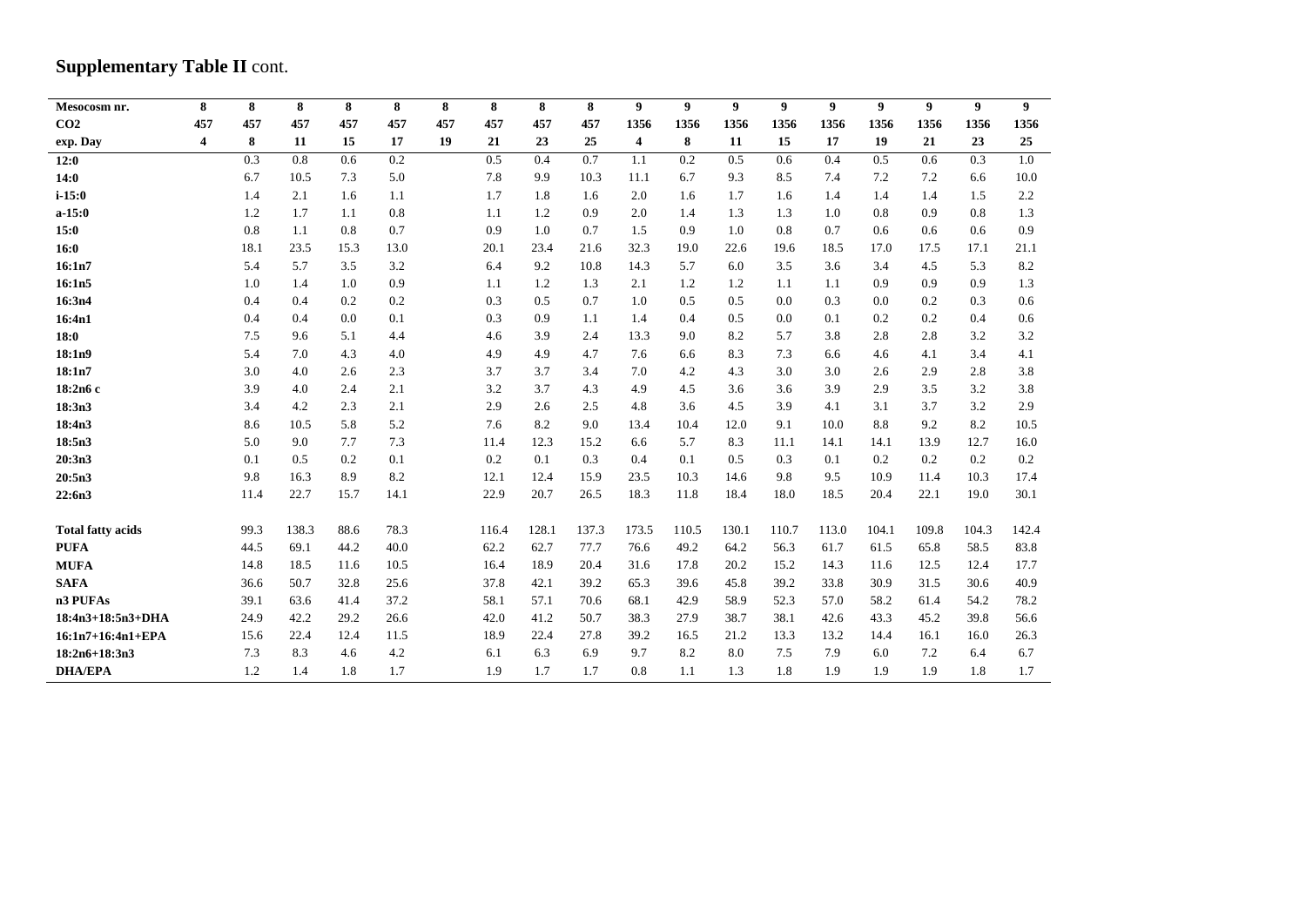**Supplementary Table II** cont.

| Mesocosm nr. | 8 | 8 | 8 | 8 | 8 | 8 | 8 | 8 | 8 | 9 | 9 | 9 | 9 | 9 | 9 | 9 | 9 | 9 |
|---|---|---|---|---|---|---|---|---|---|---|---|---|---|---|---|---|---|---|
| $CO_2$ | 457 | 457 | 457 | 457 | 457 | 457 | 457 | 457 | 457 | 1356 | 1356 | 1356 | 1356 | 1356 | 1356 | 1356 | 1356 | 1356 |
| exp. Day | 4 | 8 | 11 | 15 | 17 | 19 | 21 | 23 | 25 | 4 | 8 | 11 | 15 | 17 | 19 | 21 | 23 | 25 |
| 12:0 | | 0.3 | 0.8 | 0.6 | 0.2 | | 0.5 | 0.4 | 0.7 | 1.1 | 0.2 | 0.5 | 0.6 | 0.4 | 0.5 | 0.6 | 0.3 | 1.0 |
| 14:0 | | 6.7 | 10.5 | 7.3 | 5.0 | | 7.8 | 9.9 | 10.3 | 11.1 | 6.7 | 9.3 | 8.5 | 7.4 | 7.2 | 7.2 | 6.6 | 10.0 |
| i-15:0 | | 1.4 | 2.1 | 1.6 | 1.1 | | 1.7 | 1.8 | 1.6 | 2.0 | 1.6 | 1.7 | 1.6 | 1.4 | 1.4 | 1.4 | 1.5 | 2.2 |
| a-15:0 | | 1.2 | 1.7 | 1.1 | 0.8 | | 1.1 | 1.2 | 0.9 | 2.0 | 1.4 | 1.3 | 1.3 | 1.0 | 0.8 | 0.9 | 0.8 | 1.3 |
| 15:0 | | 0.8 | 1.1 | 0.8 | 0.7 | | 0.9 | 1.0 | 0.7 | 1.5 | 0.9 | 1.0 | 0.8 | 0.7 | 0.6 | 0.6 | 0.6 | 0.9 |
| 16:0 | | 18.1 | 23.5 | 15.3 | 13.0 | | 20.1 | 23.4 | 21.6 | 32.3 | 19.0 | 22.6 | 19.6 | 18.5 | 17.0 | 17.5 | 17.1 | 21.1 |
| 16:1n7 | | 5.4 | 5.7 | 3.5 | 3.2 | | 6.4 | 9.2 | 10.8 | 14.3 | 5.7 | 6.0 | 3.5 | 3.6 | 3.4 | 4.5 | 5.3 | 8.2 |
| 16:1n5 | | 1.0 | 1.4 | 1.0 | 0.9 | | 1.1 | 1.2 | 1.3 | 2.1 | 1.2 | 1.2 | 1.1 | 1.1 | 0.9 | 0.9 | 0.9 | 1.3 |
| 16:3n4 | | 0.4 | 0.4 | 0.2 | 0.2 | | 0.3 | 0.5 | 0.7 | 1.0 | 0.5 | 0.5 | 0.0 | 0.3 | 0.0 | 0.2 | 0.3 | 0.6 |
| 16:4n1 | | 0.4 | 0.4 | 0.0 | 0.1 | | 0.3 | 0.9 | 1.1 | 1.4 | 0.4 | 0.5 | 0.0 | 0.1 | 0.2 | 0.2 | 0.4 | 0.6 |
| 18:0 | | 7.5 | 9.6 | 5.1 | 4.4 | | 4.6 | 3.9 | 2.4 | 13.3 | 9.0 | 8.2 | 5.7 | 3.8 | 2.8 | 2.8 | 3.2 | 3.2 |
| 18:1n9 | | 5.4 | 7.0 | 4.3 | 4.0 | | 4.9 | 4.9 | 4.7 | 7.6 | 6.6 | 8.3 | 7.3 | 6.6 | 4.6 | 4.1 | 3.4 | 4.1 |
| 18:1n7 | | 3.0 | 4.0 | 2.6 | 2.3 | | 3.7 | 3.7 | 3.4 | 7.0 | 4.2 | 4.3 | 3.0 | 3.0 | 2.6 | 2.9 | 2.8 | 3.8 |
| 18:2n6 c | | 3.9 | 4.0 | 2.4 | 2.1 | | 3.2 | 3.7 | 4.3 | 4.9 | 4.5 | 3.6 | 3.6 | 3.9 | 2.9 | 3.5 | 3.2 | 3.8 |
| 18:3n3 | | 3.4 | 4.2 | 2.3 | 2.1 | | 2.9 | 2.6 | 2.5 | 4.8 | 3.6 | 4.5 | 3.9 | 4.1 | 3.1 | 3.7 | 3.2 | 2.9 |
| 18:4n3 | | 8.6 | 10.5 | 5.8 | 5.2 | | 7.6 | 8.2 | 9.0 | 13.4 | 10.4 | 12.0 | 9.1 | 10.0 | 8.8 | 9.2 | 8.2 | 10.5 |
| 18:5n3 | | 5.0 | 9.0 | 7.7 | 7.3 | | 11.4 | 12.3 | 15.2 | 6.6 | 5.7 | 8.3 | 11.1 | 14.1 | 14.1 | 13.9 | 12.7 | 16.0 |
| 20:3n3 | | 0.1 | 0.5 | 0.2 | 0.1 | | 0.2 | 0.1 | 0.3 | 0.4 | 0.1 | 0.5 | 0.3 | 0.1 | 0.2 | 0.2 | 0.2 | 0.2 |
| 20:5n3 | | 9.8 | 16.3 | 8.9 | 8.2 | | 12.1 | 12.4 | 15.9 | 23.5 | 10.3 | 14.6 | 9.8 | 9.5 | 10.9 | 11.4 | 10.3 | 17.4 |
| 22:6n3 | | 11.4 | 22.7 | 15.7 | 14.1 | | 22.9 | 20.7 | 26.5 | 18.3 | 11.8 | 18.4 | 18.0 | 18.5 | 20.4 | 22.1 | 19.0 | 30.1 |
| | | | | | | | | | | | | | | | | | | |
| Total fatty acids | | 99.3 | 138.3 | 88.6 | 78.3 | | 116.4 | 128.1 | 137.3 | 173.5 | 110.5 | 130.1 | 110.7 | 113.0 | 104.1 | 109.8 | 104.3 | 142.4 |
| PUFA | | 44.5 | 69.1 | 44.2 | 40.0 | | 62.2 | 62.7 | 77.7 | 76.6 | 49.2 | 64.2 | 56.3 | 61.7 | 61.5 | 65.8 | 58.5 | 83.8 |
| MUFA | | 14.8 | 18.5 | 11.6 | 10.5 | | 16.4 | 18.9 | 20.4 | 31.6 | 17.8 | 20.2 | 15.2 | 14.3 | 11.6 | 12.5 | 12.4 | 17.7 |
| SAFA | | 36.6 | 50.7 | 32.8 | 25.6 | | 37.8 | 42.1 | 39.2 | 65.3 | 39.6 | 45.8 | 39.2 | 33.8 | 30.9 | 31.5 | 30.6 | 40.9 |
| n3 PUFAs | | 39.1 | 63.6 | 41.4 | 37.2 | | 58.1 | 57.1 | 70.6 | 68.1 | 42.9 | 58.9 | 52.3 | 57.0 | 58.2 | 61.4 | 54.2 | 78.2 |
| 18:4n3+18:5n3+DHA | | 24.9 | 42.2 | 29.2 | 26.6 | | 42.0 | 41.2 | 50.7 | 38.3 | 27.9 | 38.7 | 38.1 | 42.6 | 43.3 | 45.2 | 39.8 | 56.6 |
| 16:1n7+16:4n1+EPA | | 15.6 | 22.4 | 12.4 | 11.5 | | 18.9 | 22.4 | 27.8 | 39.2 | 16.5 | 21.2 | 13.3 | 13.2 | 14.4 | 16.1 | 16.0 | 26.3 |
| 18:2n6+18:3n3 | | 7.3 | 8.3 | 4.6 | 4.2 | | 6.1 | 6.3 | 6.9 | 9.7 | 8.2 | 8.0 | 7.5 | 7.9 | 6.0 | 7.2 | 6.4 | 6.7 |
| DHA/EPA | | 1.2 | 1.4 | 1.8 | 1.7 | | 1.9 | 1.7 | 1.7 | 0.8 | 1.1 | 1.3 | 1.8 | 1.9 | 1.9 | 1.9 | 1.8 | 1.7 |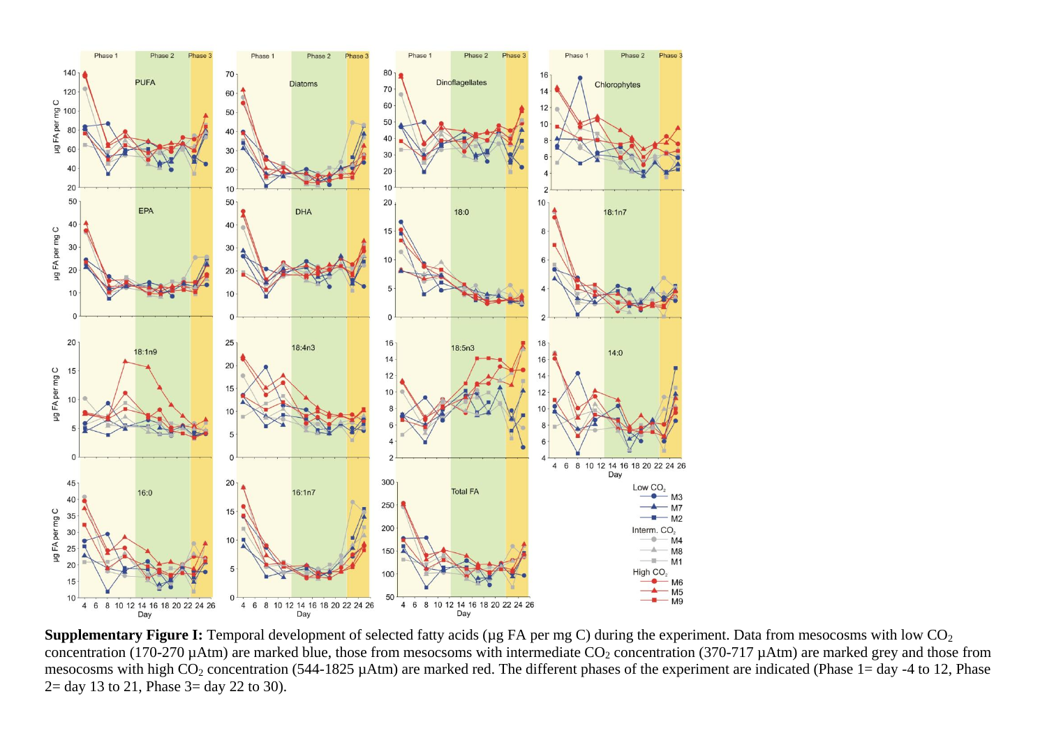**Supplementary Figure I:** Temporal development of selected fatty acids (µg FA per mg C) during the experiment. Data from mesocosms with low $CO_2$ concentration (170-270 µAtm) are marked blue, those from mesocsoms with intermediate $CO_2$ concentration (370-717 µAtm) are marked grey and those from mesocosms with high $CO_2$ concentration (544-1825 µAtm) are marked red. The different phases of the experiment are indicated (Phase 1= day -4 to 12, Phase 2= day 13 to 21, Phase 3= day 22 to 30).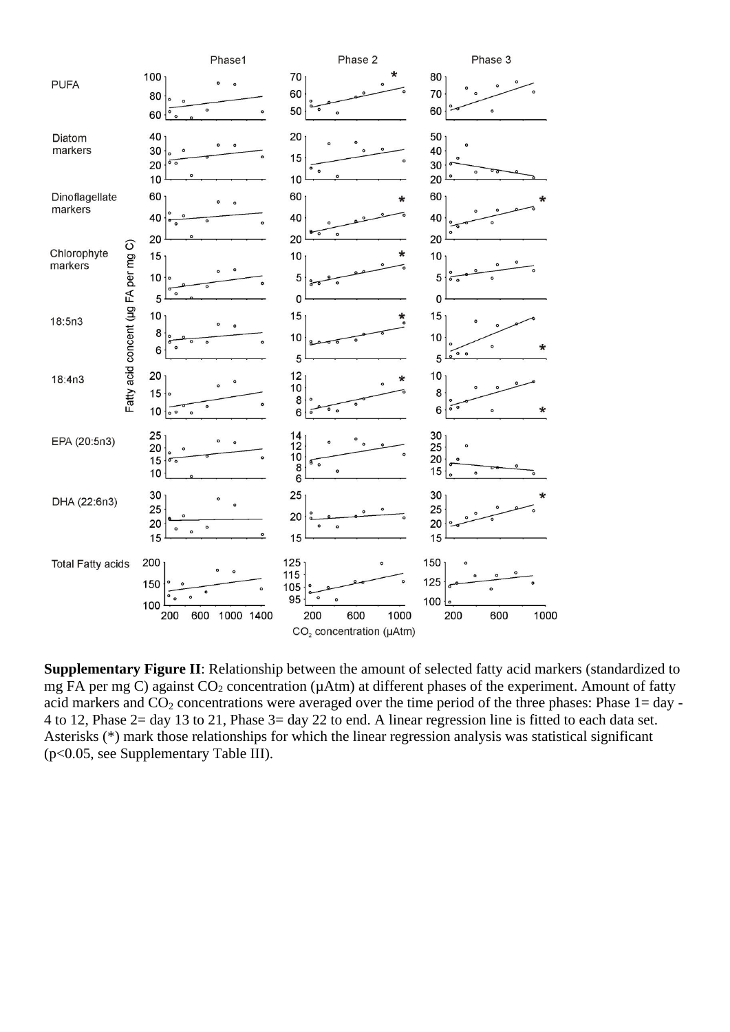**Supplementary Figure II**: Relationship between the amount of selected fatty acid markers (standardized to mg FA per mg C) against $CO_2$ concentration (µAtm) at different phases of the experiment. Amount of fatty acid markers and $CO_2$ concentrations were averaged over the time period of the three phases: Phase 1= day -4 to 12, Phase 2= day 13 to 21, Phase 3= day 22 to end. A linear regression line is fitted to each data set. Asterisks (*) mark those relationships for which the linear regression analysis was statistical significant ($p<0.05$, see Supplementary Table III).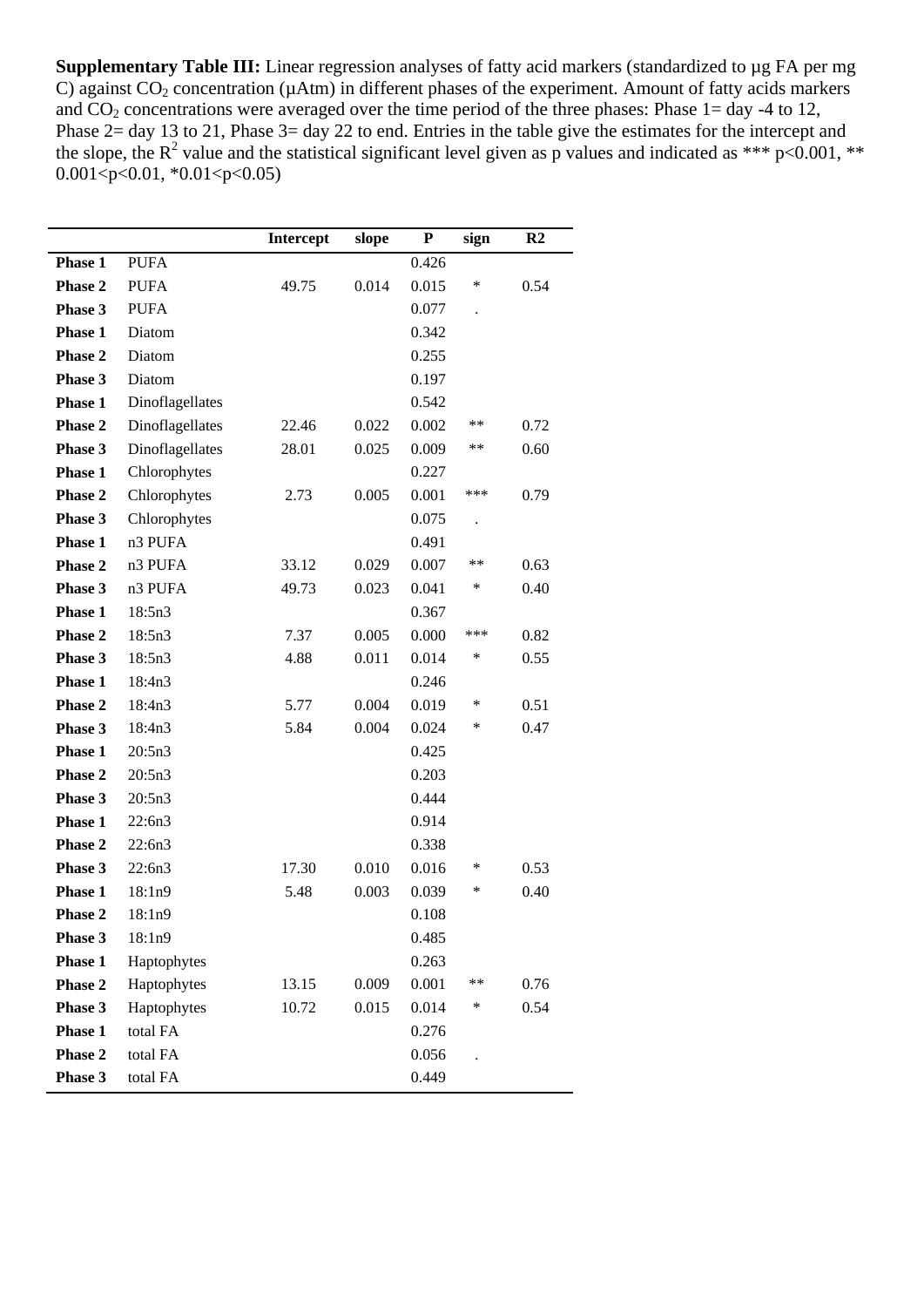**Supplementary Table III:** Linear regression analyses of fatty acid markers (standardized to µg FA per mg C) against $CO_2$ concentration (µAtm) in different phases of the experiment. Amount of fatty acids markers and $CO_2$ concentrations were averaged over the time period of the three phases: Phase 1= day -4 to 12, Phase 2= day 13 to 21, Phase 3= day 22 to end. Entries in the table give the estimates for the intercept and the slope, the $R^2$ value and the statistical significant level given as p values and indicated as *** p<0.001, ** 0.001<p<0.01, *0.01<p<0.05)

| | | Intercept | slope | P | sign | R2 |
|---|---|---|---|---|---|---|
| **Phase 1** | PUFA | | | 0.426 | | |
| **Phase 2** | PUFA | 49.75 | 0.014 | 0.015 | * | 0.54 |
| **Phase 3** | PUFA | | | 0.077 | . | |
| **Phase 1** | Diatom | | | 0.342 | | |
| **Phase 2** | Diatom | | | 0.255 | | |
| **Phase 3** | Diatom | | | 0.197 | | |
| **Phase 1** | Dinoflagellates | | | 0.542 | | |
| **Phase 2** | Dinoflagellates | 22.46 | 0.022 | 0.002 | ** | 0.72 |
| **Phase 3** | Dinoflagellates | 28.01 | 0.025 | 0.009 | ** | 0.60 |
| **Phase 1** | Chlorophytes | | | 0.227 | | |
| **Phase 2** | Chlorophytes | 2.73 | 0.005 | 0.001 | *** | 0.79 |
| **Phase 3** | Chlorophytes | | | 0.075 | . | |
| **Phase 1** | n3 PUFA | | | 0.491 | | |
| **Phase 2** | n3 PUFA | 33.12 | 0.029 | 0.007 | ** | 0.63 |
| **Phase 3** | n3 PUFA | 49.73 | 0.023 | 0.041 | * | 0.40 |
| **Phase 1** | 18:5n3 | | | 0.367 | | |
| **Phase 2** | 18:5n3 | 7.37 | 0.005 | 0.000 | *** | 0.82 |
| **Phase 3** | 18:5n3 | 4.88 | 0.011 | 0.014 | * | 0.55 |
| **Phase 1** | 18:4n3 | | | 0.246 | | |
| **Phase 2** | 18:4n3 | 5.77 | 0.004 | 0.019 | * | 0.51 |
| **Phase 3** | 18:4n3 | 5.84 | 0.004 | 0.024 | * | 0.47 |
| **Phase 1** | 20:5n3 | | | 0.425 | | |
| **Phase 2** | 20:5n3 | | | 0.203 | | |
| **Phase 3** | 20:5n3 | | | 0.444 | | |
| **Phase 1** | 22:6n3 | | | 0.914 | | |
| **Phase 2** | 22:6n3 | | | 0.338 | | |
| **Phase 3** | 22:6n3 | 17.30 | 0.010 | 0.016 | * | 0.53 |
| **Phase 1** | 18:1n9 | 5.48 | 0.003 | 0.039 | * | 0.40 |
| **Phase 2** | 18:1n9 | | | 0.108 | | |
| **Phase 3** | 18:1n9 | | | 0.485 | | |
| **Phase 1** | Haptophytes | | | 0.263 | | |
| **Phase 2** | Haptophytes | 13.15 | 0.009 | 0.001 | ** | 0.76 |
| **Phase 3** | Haptophytes | 10.72 | 0.015 | 0.014 | * | 0.54 |
| **Phase 1** | total FA | | | 0.276 | | |
| **Phase 2** | total FA | | | 0.056 | . | |
| **Phase 3** | total FA | | | 0.449 | | |